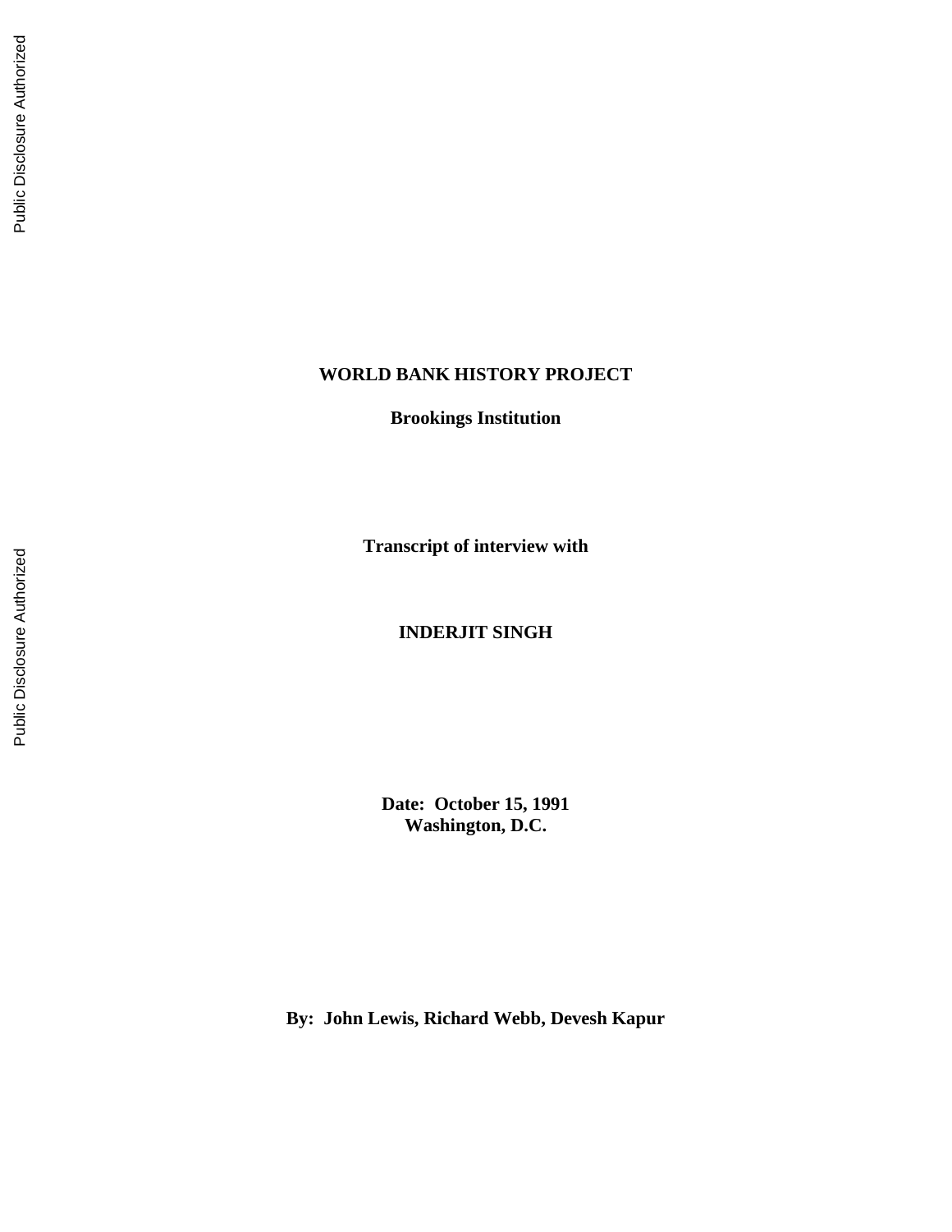**WORLD BANK HISTORY PROJECT**

**Brookings Institution**

**Transcript of interview with**

**INDERJIT SINGH**

**Date: October 15, 1991**
**Washington, D.C.**

**By: John Lewis, Richard Webb, Devesh Kapur**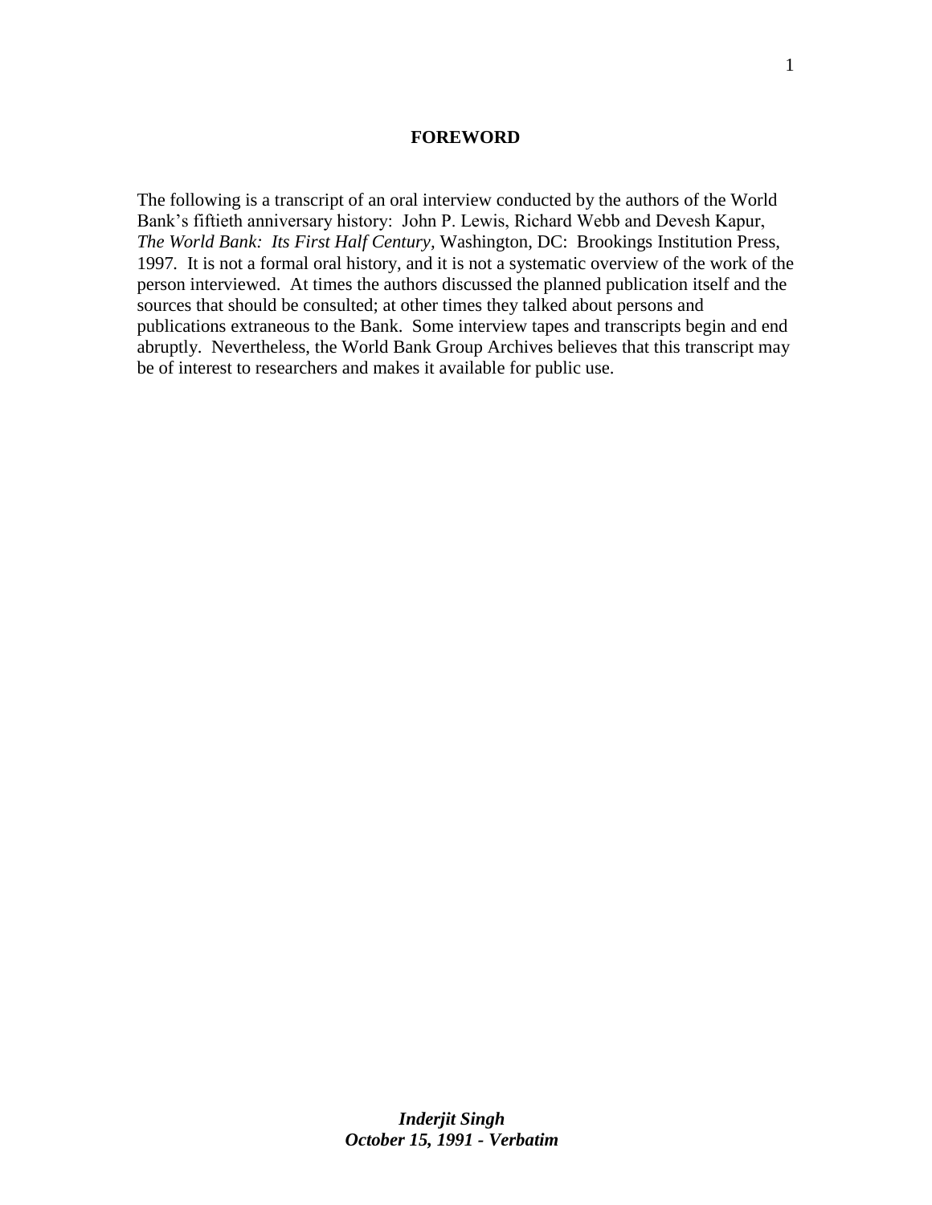# FOREWORD

The following is a transcript of an oral interview conducted by the authors of the World Bank's fiftieth anniversary history: John P. Lewis, Richard Webb and Devesh Kapur, *The World Bank: Its First Half Century*, Washington, DC: Brookings Institution Press, 1997. It is not a formal oral history, and it is not a systematic overview of the work of the person interviewed. At times the authors discussed the planned publication itself and the sources that should be consulted; at other times they talked about persons and publications extraneous to the Bank. Some interview tapes and transcripts begin and end abruptly. Nevertheless, the World Bank Group Archives believes that this transcript may be of interest to researchers and makes it available for public use.

***Inderjit Singh***
***October 15, 1991 - Verbatim***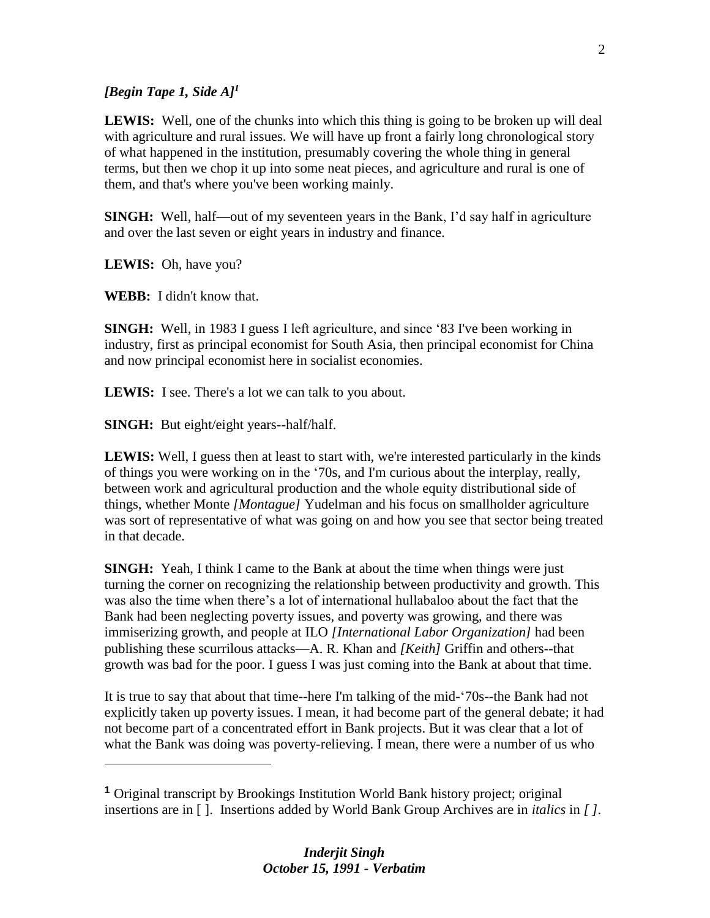*[Begin Tape 1, Side A]*[1]

**LEWIS:** Well, one of the chunks into which this thing is going to be broken up will deal with agriculture and rural issues. We will have up front a fairly long chronological story of what happened in the institution, presumably covering the whole thing in general terms, but then we chop it up into some neat pieces, and agriculture and rural is one of them, and that's where you've been working mainly.

**SINGH:** Well, half—out of my seventeen years in the Bank, I'd say half in agriculture and over the last seven or eight years in industry and finance.

**LEWIS:** Oh, have you?

**WEBB:** I didn't know that.

**SINGH:** Well, in 1983 I guess I left agriculture, and since '83 I've been working in industry, first as principal economist for South Asia, then principal economist for China and now principal economist here in socialist economies.

**LEWIS:** I see. There's a lot we can talk to you about.

**SINGH:** But eight/eight years--half/half.

**LEWIS:** Well, I guess then at least to start with, we're interested particularly in the kinds of things you were working on in the '70s, and I'm curious about the interplay, really, between work and agricultural production and the whole equity distributional side of things, whether Monte *[Montague]* Yudelman and his focus on smallholder agriculture was sort of representative of what was going on and how you see that sector being treated in that decade.

**SINGH:** Yeah, I think I came to the Bank at about the time when things were just turning the corner on recognizing the relationship between productivity and growth. This was also the time when there's a lot of international hullabaloo about the fact that the Bank had been neglecting poverty issues, and poverty was growing, and there was immiserizing growth, and people at ILO *[International Labor Organization]* had been publishing these scurrilous attacks—A. R. Khan and *[Keith]* Griffin and others--that growth was bad for the poor. I guess I was just coming into the Bank at about that time.

It is true to say that about that time--here I'm talking of the mid-'70s--the Bank had not explicitly taken up poverty issues. I mean, it had become part of the general debate; it had not become part of a concentrated effort in Bank projects. But it was clear that a lot of what the Bank was doing was poverty-relieving. I mean, there were a number of us who

---

[1] Original transcript by Brookings Institution World Bank history project; original insertions are in [ ]. Insertions added by World Bank Group Archives are in *italics* in *[ ]*.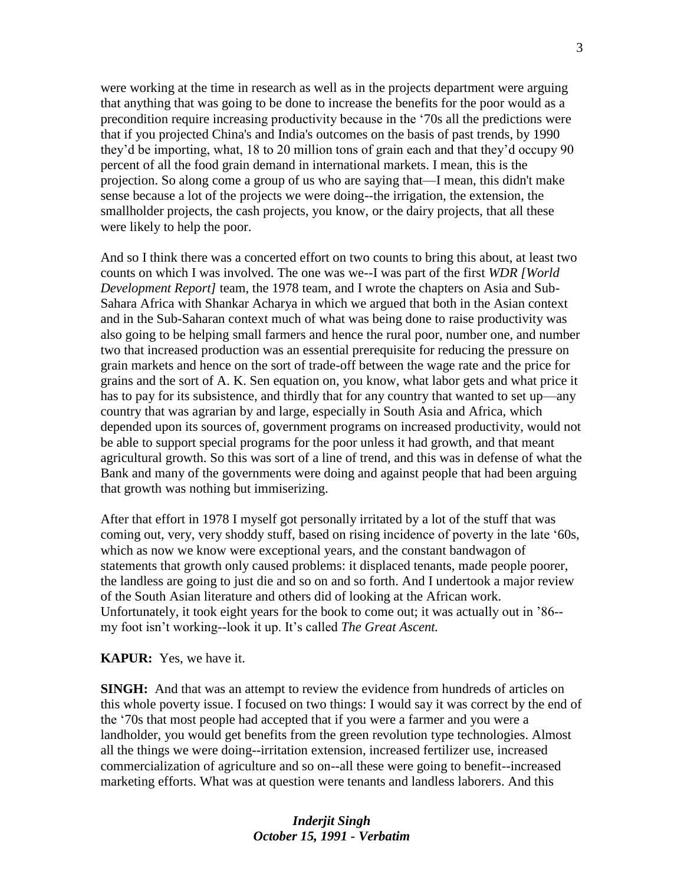were working at the time in research as well as in the projects department were arguing that anything that was going to be done to increase the benefits for the poor would as a precondition require increasing productivity because in the '70s all the predictions were that if you projected China's and India's outcomes on the basis of past trends, by 1990 they'd be importing, what, 18 to 20 million tons of grain each and that they'd occupy 90 percent of all the food grain demand in international markets. I mean, this is the projection. So along come a group of us who are saying that—I mean, this didn't make sense because a lot of the projects we were doing--the irrigation, the extension, the smallholder projects, the cash projects, you know, or the dairy projects, that all these were likely to help the poor.

And so I think there was a concerted effort on two counts to bring this about, at least two counts on which I was involved. The one was we--I was part of the first *WDR [World Development Report]* team, the 1978 team, and I wrote the chapters on Asia and Sub-Sahara Africa with Shankar Acharya in which we argued that both in the Asian context and in the Sub-Saharan context much of what was being done to raise productivity was also going to be helping small farmers and hence the rural poor, number one, and number two that increased production was an essential prerequisite for reducing the pressure on grain markets and hence on the sort of trade-off between the wage rate and the price for grains and the sort of A. K. Sen equation on, you know, what labor gets and what price it has to pay for its subsistence, and thirdly that for any country that wanted to set up—any country that was agrarian by and large, especially in South Asia and Africa, which depended upon its sources of, government programs on increased productivity, would not be able to support special programs for the poor unless it had growth, and that meant agricultural growth. So this was sort of a line of trend, and this was in defense of what the Bank and many of the governments were doing and against people that had been arguing that growth was nothing but immiserizing.

After that effort in 1978 I myself got personally irritated by a lot of the stuff that was coming out, very, very shoddy stuff, based on rising incidence of poverty in the late '60s, which as now we know were exceptional years, and the constant bandwagon of statements that growth only caused problems: it displaced tenants, made people poorer, the landless are going to just die and so on and so forth. And I undertook a major review of the South Asian literature and others did of looking at the African work. Unfortunately, it took eight years for the book to come out; it was actually out in '86--my foot isn't working--look it up. It's called *The Great Ascent.*

**KAPUR:** Yes, we have it.

**SINGH:** And that was an attempt to review the evidence from hundreds of articles on this whole poverty issue. I focused on two things: I would say it was correct by the end of the '70s that most people had accepted that if you were a farmer and you were a landholder, you would get benefits from the green revolution type technologies. Almost all the things we were doing--irritation extension, increased fertilizer use, increased commercialization of agriculture and so on--all these were going to benefit--increased marketing efforts. What was at question were tenants and landless laborers. And this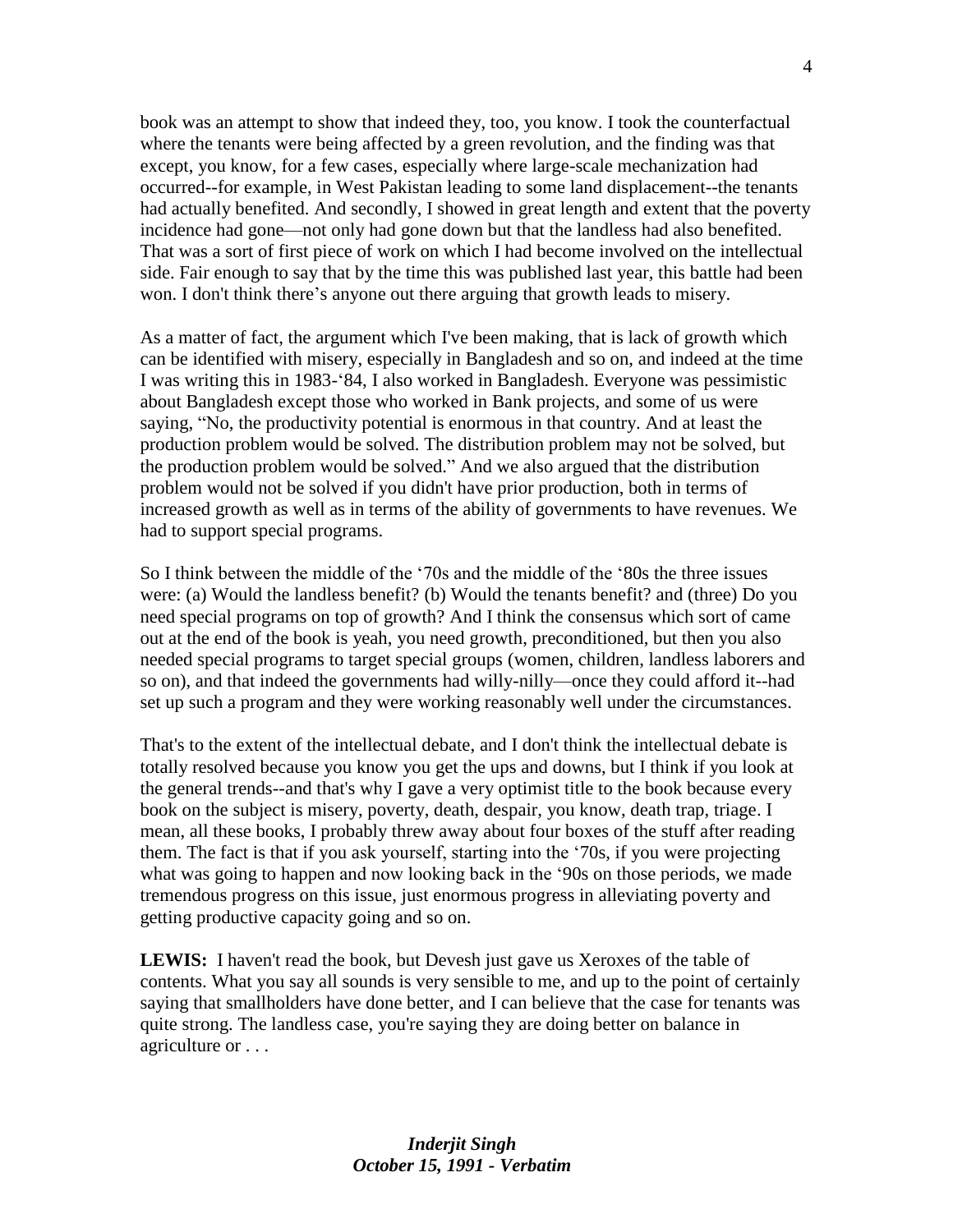book was an attempt to show that indeed they, too, you know. I took the counterfactual where the tenants were being affected by a green revolution, and the finding was that except, you know, for a few cases, especially where large-scale mechanization had occurred--for example, in West Pakistan leading to some land displacement--the tenants had actually benefited. And secondly, I showed in great length and extent that the poverty incidence had gone—not only had gone down but that the landless had also benefited. That was a sort of first piece of work on which I had become involved on the intellectual side. Fair enough to say that by the time this was published last year, this battle had been won. I don't think there's anyone out there arguing that growth leads to misery.

As a matter of fact, the argument which I've been making, that is lack of growth which can be identified with misery, especially in Bangladesh and so on, and indeed at the time I was writing this in 1983-'84, I also worked in Bangladesh. Everyone was pessimistic about Bangladesh except those who worked in Bank projects, and some of us were saying, "No, the productivity potential is enormous in that country. And at least the production problem would be solved. The distribution problem may not be solved, but the production problem would be solved." And we also argued that the distribution problem would not be solved if you didn't have prior production, both in terms of increased growth as well as in terms of the ability of governments to have revenues. We had to support special programs.

So I think between the middle of the '70s and the middle of the '80s the three issues were: (a) Would the landless benefit? (b) Would the tenants benefit? and (three) Do you need special programs on top of growth? And I think the consensus which sort of came out at the end of the book is yeah, you need growth, preconditioned, but then you also needed special programs to target special groups (women, children, landless laborers and so on), and that indeed the governments had willy-nilly—once they could afford it--had set up such a program and they were working reasonably well under the circumstances.

That's to the extent of the intellectual debate, and I don't think the intellectual debate is totally resolved because you know you get the ups and downs, but I think if you look at the general trends--and that's why I gave a very optimist title to the book because every book on the subject is misery, poverty, death, despair, you know, death trap, triage. I mean, all these books, I probably threw away about four boxes of the stuff after reading them. The fact is that if you ask yourself, starting into the '70s, if you were projecting what was going to happen and now looking back in the '90s on those periods, we made tremendous progress on this issue, just enormous progress in alleviating poverty and getting productive capacity going and so on.

**LEWIS:** I haven't read the book, but Devesh just gave us Xeroxes of the table of contents. What you say all sounds is very sensible to me, and up to the point of certainly saying that smallholders have done better, and I can believe that the case for tenants was quite strong. The landless case, you're saying they are doing better on balance in agriculture or . . .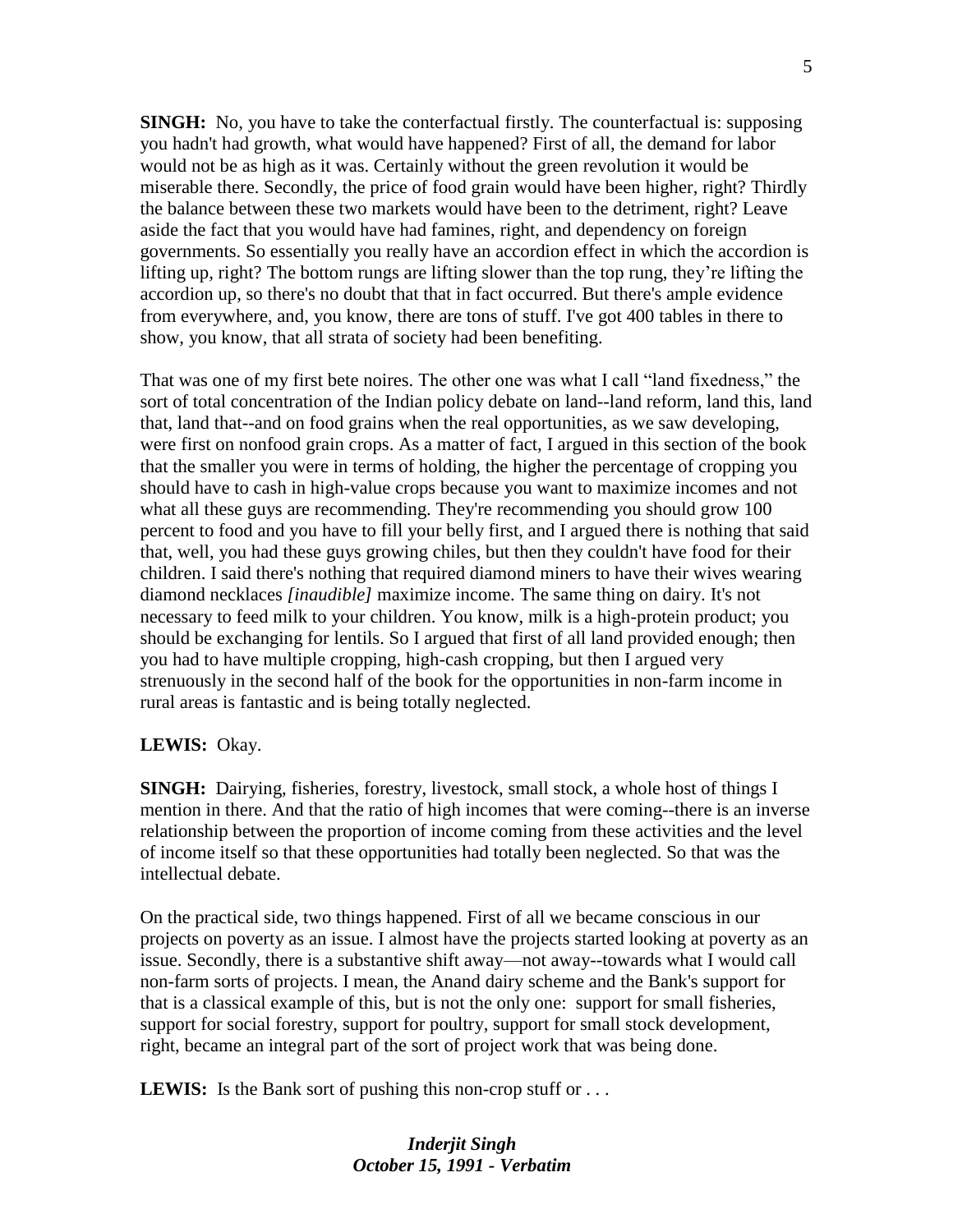**SINGH:** No, you have to take the conterfactual firstly. The counterfactual is: supposing you hadn't had growth, what would have happened? First of all, the demand for labor would not be as high as it was. Certainly without the green revolution it would be miserable there. Secondly, the price of food grain would have been higher, right? Thirdly the balance between these two markets would have been to the detriment, right? Leave aside the fact that you would have had famines, right, and dependency on foreign governments. So essentially you really have an accordion effect in which the accordion is lifting up, right? The bottom rungs are lifting slower than the top rung, they're lifting the accordion up, so there's no doubt that that in fact occurred. But there's ample evidence from everywhere, and, you know, there are tons of stuff. I've got 400 tables in there to show, you know, that all strata of society had been benefiting.

That was one of my first bete noires. The other one was what I call "land fixedness," the sort of total concentration of the Indian policy debate on land--land reform, land this, land that, land that--and on food grains when the real opportunities, as we saw developing, were first on nonfood grain crops. As a matter of fact, I argued in this section of the book that the smaller you were in terms of holding, the higher the percentage of cropping you should have to cash in high-value crops because you want to maximize incomes and not what all these guys are recommending. They're recommending you should grow 100 percent to food and you have to fill your belly first, and I argued there is nothing that said that, well, you had these guys growing chiles, but then they couldn't have food for their children. I said there's nothing that required diamond miners to have their wives wearing diamond necklaces *[inaudible]* maximize income. The same thing on dairy. It's not necessary to feed milk to your children. You know, milk is a high-protein product; you should be exchanging for lentils. So I argued that first of all land provided enough; then you had to have multiple cropping, high-cash cropping, but then I argued very strenuously in the second half of the book for the opportunities in non-farm income in rural areas is fantastic and is being totally neglected.

**LEWIS:** Okay.

**SINGH:** Dairying, fisheries, forestry, livestock, small stock, a whole host of things I mention in there. And that the ratio of high incomes that were coming--there is an inverse relationship between the proportion of income coming from these activities and the level of income itself so that these opportunities had totally been neglected. So that was the intellectual debate.

On the practical side, two things happened. First of all we became conscious in our projects on poverty as an issue. I almost have the projects started looking at poverty as an issue. Secondly, there is a substantive shift away—not away--towards what I would call non-farm sorts of projects. I mean, the Anand dairy scheme and the Bank's support for that is a classical example of this, but is not the only one: support for small fisheries, support for social forestry, support for poultry, support for small stock development, right, became an integral part of the sort of project work that was being done.

**LEWIS:** Is the Bank sort of pushing this non-crop stuff or . . .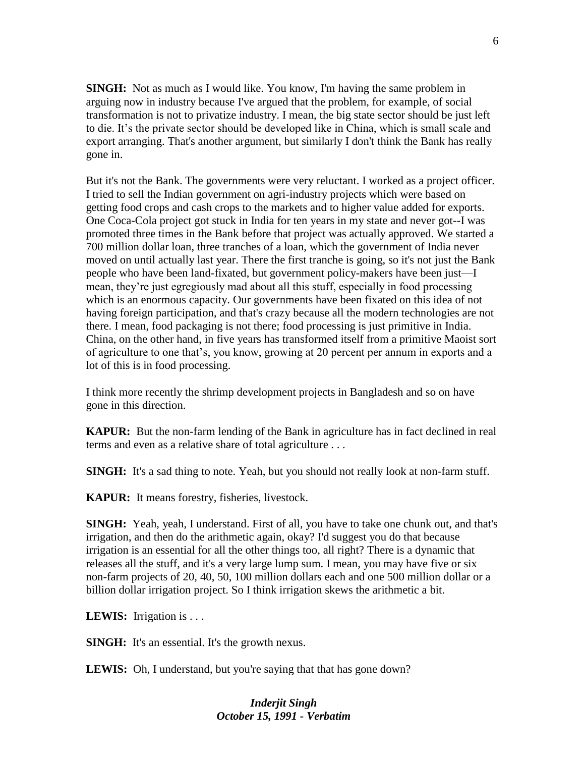**SINGH:** Not as much as I would like. You know, I'm having the same problem in arguing now in industry because I've argued that the problem, for example, of social transformation is not to privatize industry. I mean, the big state sector should be just left to die. It's the private sector should be developed like in China, which is small scale and export arranging. That's another argument, but similarly I don't think the Bank has really gone in.

But it's not the Bank. The governments were very reluctant. I worked as a project officer. I tried to sell the Indian government on agri-industry projects which were based on getting food crops and cash crops to the markets and to higher value added for exports. One Coca-Cola project got stuck in India for ten years in my state and never got--I was promoted three times in the Bank before that project was actually approved. We started a 700 million dollar loan, three tranches of a loan, which the government of India never moved on until actually last year. There the first tranche is going, so it's not just the Bank people who have been land-fixated, but government policy-makers have been just—I mean, they're just egregiously mad about all this stuff, especially in food processing which is an enormous capacity. Our governments have been fixated on this idea of not having foreign participation, and that's crazy because all the modern technologies are not there. I mean, food packaging is not there; food processing is just primitive in India. China, on the other hand, in five years has transformed itself from a primitive Maoist sort of agriculture to one that's, you know, growing at 20 percent per annum in exports and a lot of this is in food processing.

I think more recently the shrimp development projects in Bangladesh and so on have gone in this direction.

**KAPUR:** But the non-farm lending of the Bank in agriculture has in fact declined in real terms and even as a relative share of total agriculture . . .

**SINGH:** It's a sad thing to note. Yeah, but you should not really look at non-farm stuff.

**KAPUR:** It means forestry, fisheries, livestock.

**SINGH:** Yeah, yeah, I understand. First of all, you have to take one chunk out, and that's irrigation, and then do the arithmetic again, okay? I'd suggest you do that because irrigation is an essential for all the other things too, all right? There is a dynamic that releases all the stuff, and it's a very large lump sum. I mean, you may have five or six non-farm projects of 20, 40, 50, 100 million dollars each and one 500 million dollar or a billion dollar irrigation project. So I think irrigation skews the arithmetic a bit.

**LEWIS:** Irrigation is . . .

**SINGH:** It's an essential. It's the growth nexus.

**LEWIS:** Oh, I understand, but you're saying that that has gone down?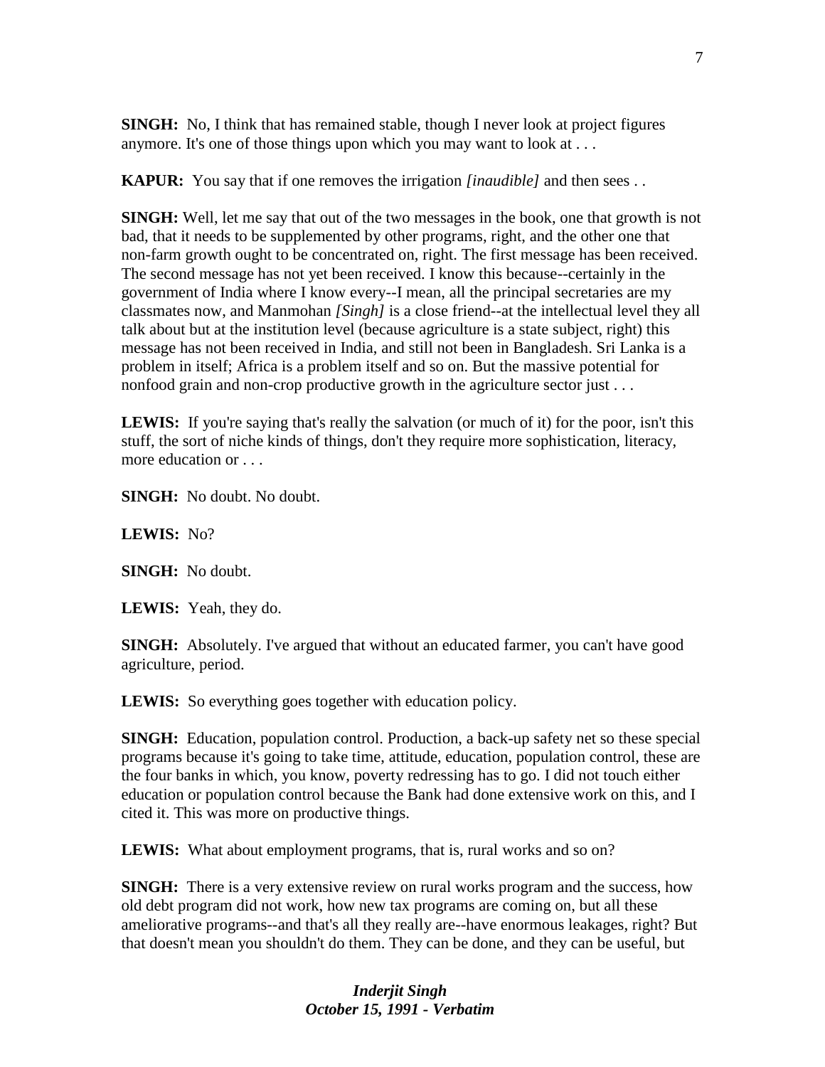**SINGH:** No, I think that has remained stable, though I never look at project figures anymore. It's one of those things upon which you may want to look at . . .

**KAPUR:** You say that if one removes the irrigation *[inaudible]* and then sees . .

**SINGH:** Well, let me say that out of the two messages in the book, one that growth is not bad, that it needs to be supplemented by other programs, right, and the other one that non-farm growth ought to be concentrated on, right. The first message has been received. The second message has not yet been received. I know this because--certainly in the government of India where I know every--I mean, all the principal secretaries are my classmates now, and Manmohan *[Singh]* is a close friend--at the intellectual level they all talk about but at the institution level (because agriculture is a state subject, right) this message has not been received in India, and still not been in Bangladesh. Sri Lanka is a problem in itself; Africa is a problem itself and so on. But the massive potential for nonfood grain and non-crop productive growth in the agriculture sector just . . .

**LEWIS:** If you're saying that's really the salvation (or much of it) for the poor, isn't this stuff, the sort of niche kinds of things, don't they require more sophistication, literacy, more education or . . .

**SINGH:** No doubt. No doubt.

**LEWIS:** No?

**SINGH:** No doubt.

**LEWIS:** Yeah, they do.

**SINGH:** Absolutely. I've argued that without an educated farmer, you can't have good agriculture, period.

**LEWIS:** So everything goes together with education policy.

**SINGH:** Education, population control. Production, a back-up safety net so these special programs because it's going to take time, attitude, education, population control, these are the four banks in which, you know, poverty redressing has to go. I did not touch either education or population control because the Bank had done extensive work on this, and I cited it. This was more on productive things.

**LEWIS:** What about employment programs, that is, rural works and so on?

**SINGH:** There is a very extensive review on rural works program and the success, how old debt program did not work, how new tax programs are coming on, but all these ameliorative programs--and that's all they really are--have enormous leakages, right? But that doesn't mean you shouldn't do them. They can be done, and they can be useful, but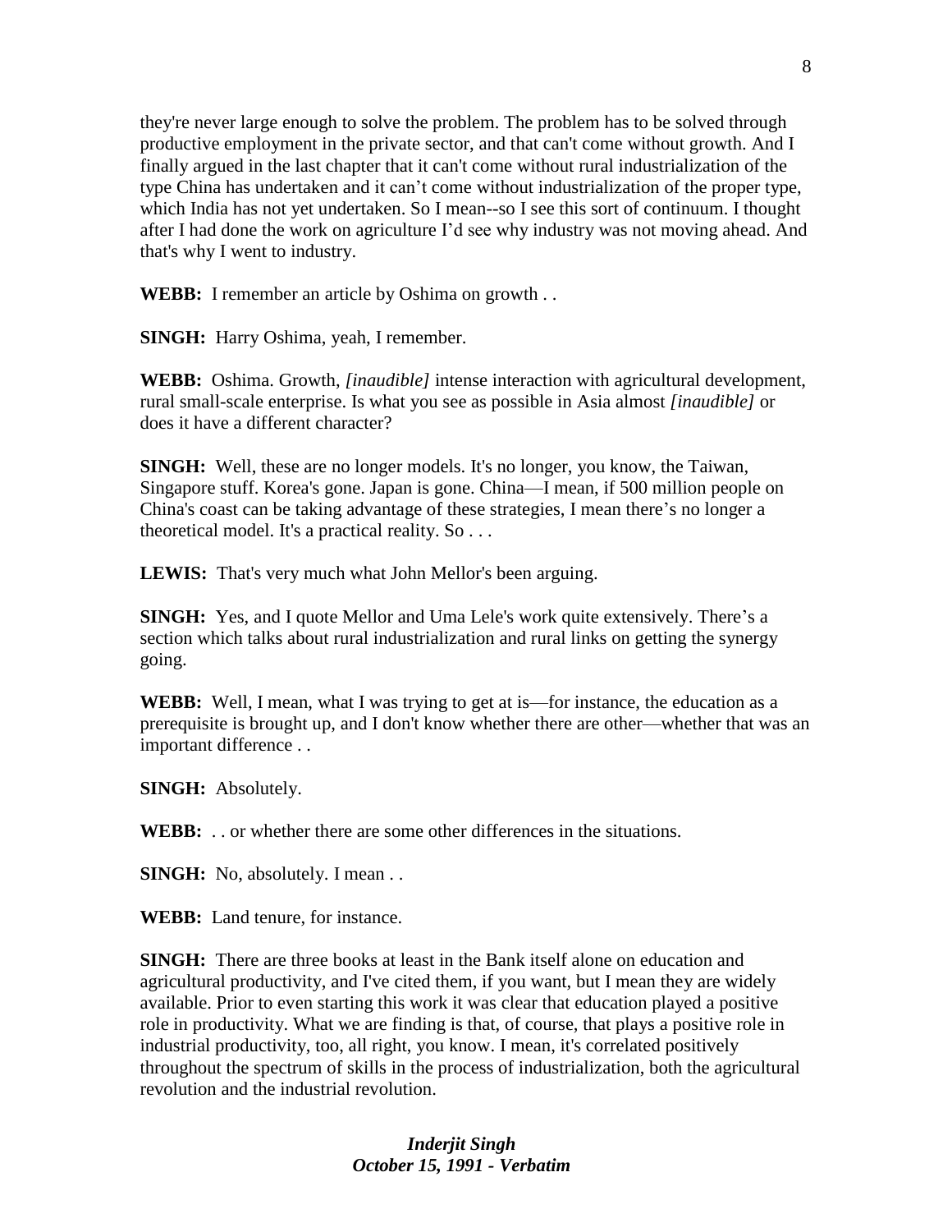they're never large enough to solve the problem. The problem has to be solved through productive employment in the private sector, and that can't come without growth. And I finally argued in the last chapter that it can't come without rural industrialization of the type China has undertaken and it can't come without industrialization of the proper type, which India has not yet undertaken. So I mean--so I see this sort of continuum. I thought after I had done the work on agriculture I'd see why industry was not moving ahead. And that's why I went to industry.

**WEBB:** I remember an article by Oshima on growth . .

**SINGH:** Harry Oshima, yeah, I remember.

**WEBB:** Oshima. Growth, *[inaudible]* intense interaction with agricultural development, rural small-scale enterprise. Is what you see as possible in Asia almost *[inaudible]* or does it have a different character?

**SINGH:** Well, these are no longer models. It's no longer, you know, the Taiwan, Singapore stuff. Korea's gone. Japan is gone. China—I mean, if 500 million people on China's coast can be taking advantage of these strategies, I mean there's no longer a theoretical model. It's a practical reality. So . . .

**LEWIS:** That's very much what John Mellor's been arguing.

**SINGH:** Yes, and I quote Mellor and Uma Lele's work quite extensively. There's a section which talks about rural industrialization and rural links on getting the synergy going.

**WEBB:** Well, I mean, what I was trying to get at is—for instance, the education as a prerequisite is brought up, and I don't know whether there are other—whether that was an important difference . .

**SINGH:** Absolutely.

**WEBB:** . . or whether there are some other differences in the situations.

**SINGH:** No, absolutely. I mean . .

**WEBB:** Land tenure, for instance.

**SINGH:** There are three books at least in the Bank itself alone on education and agricultural productivity, and I've cited them, if you want, but I mean they are widely available. Prior to even starting this work it was clear that education played a positive role in productivity. What we are finding is that, of course, that plays a positive role in industrial productivity, too, all right, you know. I mean, it's correlated positively throughout the spectrum of skills in the process of industrialization, both the agricultural revolution and the industrial revolution.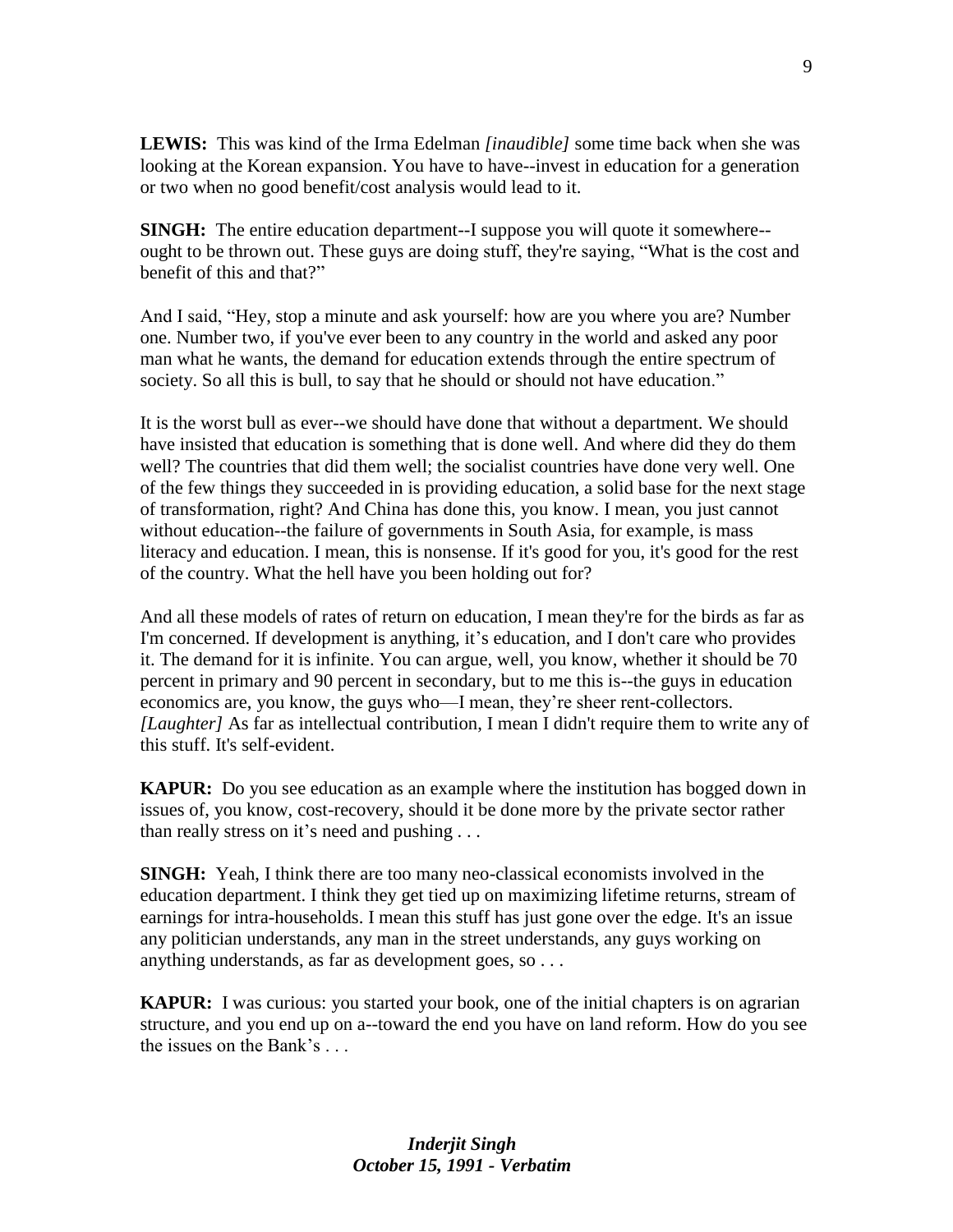**LEWIS:** This was kind of the Irma Edelman *[inaudible]* some time back when she was looking at the Korean expansion. You have to have--invest in education for a generation or two when no good benefit/cost analysis would lead to it.

**SINGH:** The entire education department--I suppose you will quote it somewhere--ought to be thrown out. These guys are doing stuff, they're saying, "What is the cost and benefit of this and that?"

And I said, "Hey, stop a minute and ask yourself: how are you where you are? Number one. Number two, if you've ever been to any country in the world and asked any poor man what he wants, the demand for education extends through the entire spectrum of society. So all this is bull, to say that he should or should not have education."

It is the worst bull as ever--we should have done that without a department. We should have insisted that education is something that is done well. And where did they do them well? The countries that did them well; the socialist countries have done very well. One of the few things they succeeded in is providing education, a solid base for the next stage of transformation, right? And China has done this, you know. I mean, you just cannot without education--the failure of governments in South Asia, for example, is mass literacy and education. I mean, this is nonsense. If it's good for you, it's good for the rest of the country. What the hell have you been holding out for?

And all these models of rates of return on education, I mean they're for the birds as far as I'm concerned. If development is anything, it's education, and I don't care who provides it. The demand for it is infinite. You can argue, well, you know, whether it should be 70 percent in primary and 90 percent in secondary, but to me this is--the guys in education economics are, you know, the guys who—I mean, they're sheer rent-collectors. *[Laughter]* As far as intellectual contribution, I mean I didn't require them to write any of this stuff. It's self-evident.

**KAPUR:** Do you see education as an example where the institution has bogged down in issues of, you know, cost-recovery, should it be done more by the private sector rather than really stress on it's need and pushing . . .

**SINGH:** Yeah, I think there are too many neo-classical economists involved in the education department. I think they get tied up on maximizing lifetime returns, stream of earnings for intra-households. I mean this stuff has just gone over the edge. It's an issue any politician understands, any man in the street understands, any guys working on anything understands, as far as development goes, so . . .

**KAPUR:** I was curious: you started your book, one of the initial chapters is on agrarian structure, and you end up on a--toward the end you have on land reform. How do you see the issues on the Bank's . . .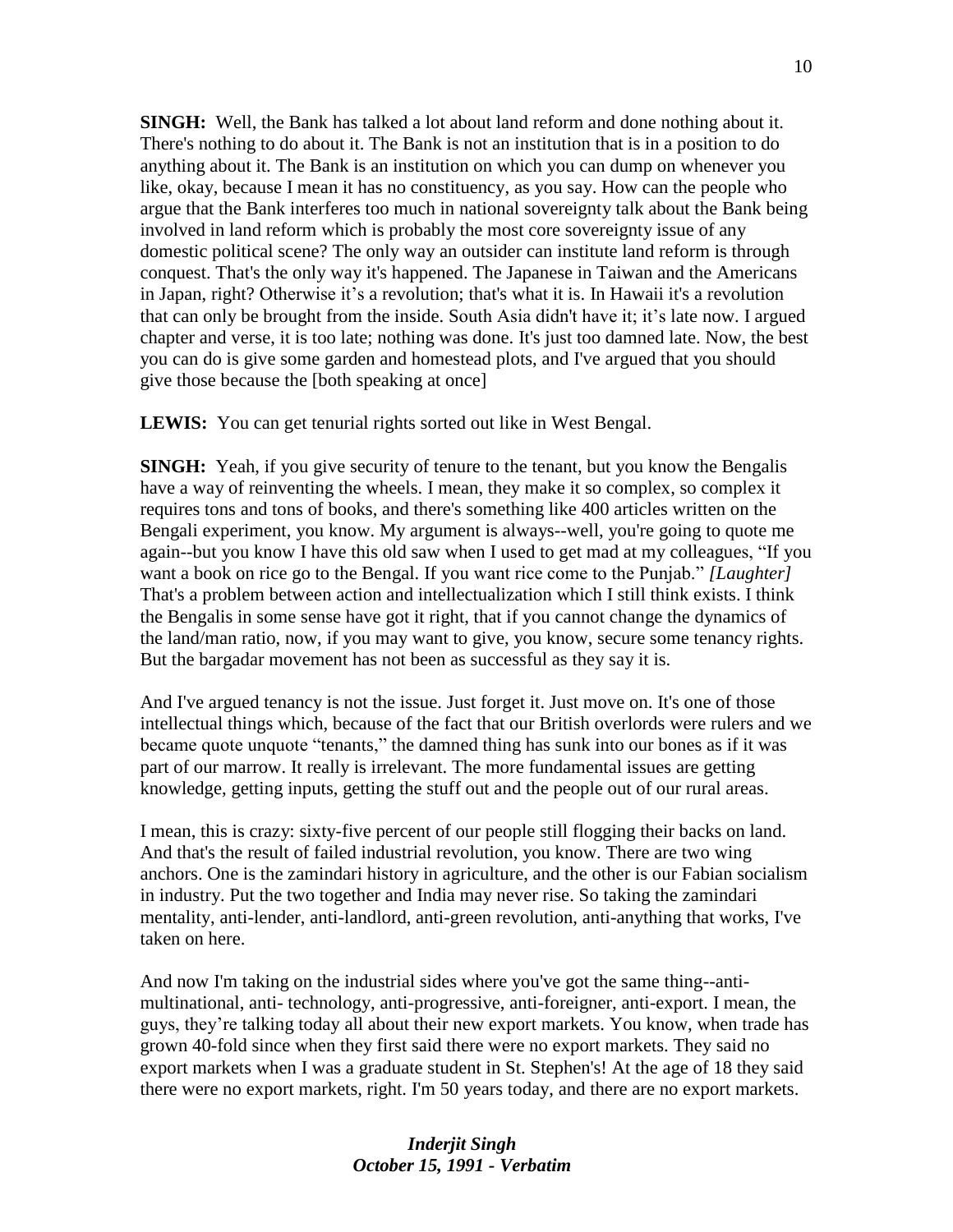**SINGH:** Well, the Bank has talked a lot about land reform and done nothing about it. There's nothing to do about it. The Bank is not an institution that is in a position to do anything about it. The Bank is an institution on which you can dump on whenever you like, okay, because I mean it has no constituency, as you say. How can the people who argue that the Bank interferes too much in national sovereignty talk about the Bank being involved in land reform which is probably the most core sovereignty issue of any domestic political scene? The only way an outsider can institute land reform is through conquest. That's the only way it's happened. The Japanese in Taiwan and the Americans in Japan, right? Otherwise it's a revolution; that's what it is. In Hawaii it's a revolution that can only be brought from the inside. South Asia didn't have it; it's late now. I argued chapter and verse, it is too late; nothing was done. It's just too damned late. Now, the best you can do is give some garden and homestead plots, and I've argued that you should give those because the [both speaking at once]

**LEWIS:** You can get tenurial rights sorted out like in West Bengal.

**SINGH:** Yeah, if you give security of tenure to the tenant, but you know the Bengalis have a way of reinventing the wheels. I mean, they make it so complex, so complex it requires tons and tons of books, and there's something like 400 articles written on the Bengali experiment, you know. My argument is always--well, you're going to quote me again--but you know I have this old saw when I used to get mad at my colleagues, "If you want a book on rice go to the Bengal. If you want rice come to the Punjab." *[Laughter]* That's a problem between action and intellectualization which I still think exists. I think the Bengalis in some sense have got it right, that if you cannot change the dynamics of the land/man ratio, now, if you may want to give, you know, secure some tenancy rights. But the bargadar movement has not been as successful as they say it is.

And I've argued tenancy is not the issue. Just forget it. Just move on. It's one of those intellectual things which, because of the fact that our British overlords were rulers and we became quote unquote "tenants," the damned thing has sunk into our bones as if it was part of our marrow. It really is irrelevant. The more fundamental issues are getting knowledge, getting inputs, getting the stuff out and the people out of our rural areas.

I mean, this is crazy: sixty-five percent of our people still flogging their backs on land. And that's the result of failed industrial revolution, you know. There are two wing anchors. One is the zamindari history in agriculture, and the other is our Fabian socialism in industry. Put the two together and India may never rise. So taking the zamindari mentality, anti-lender, anti-landlord, anti-green revolution, anti-anything that works, I've taken on here.

And now I'm taking on the industrial sides where you've got the same thing--anti-multinational, anti- technology, anti-progressive, anti-foreigner, anti-export. I mean, the guys, they're talking today all about their new export markets. You know, when trade has grown 40-fold since when they first said there were no export markets. They said no export markets when I was a graduate student in St. Stephen's! At the age of 18 they said there were no export markets, right. I'm 50 years today, and there are no export markets.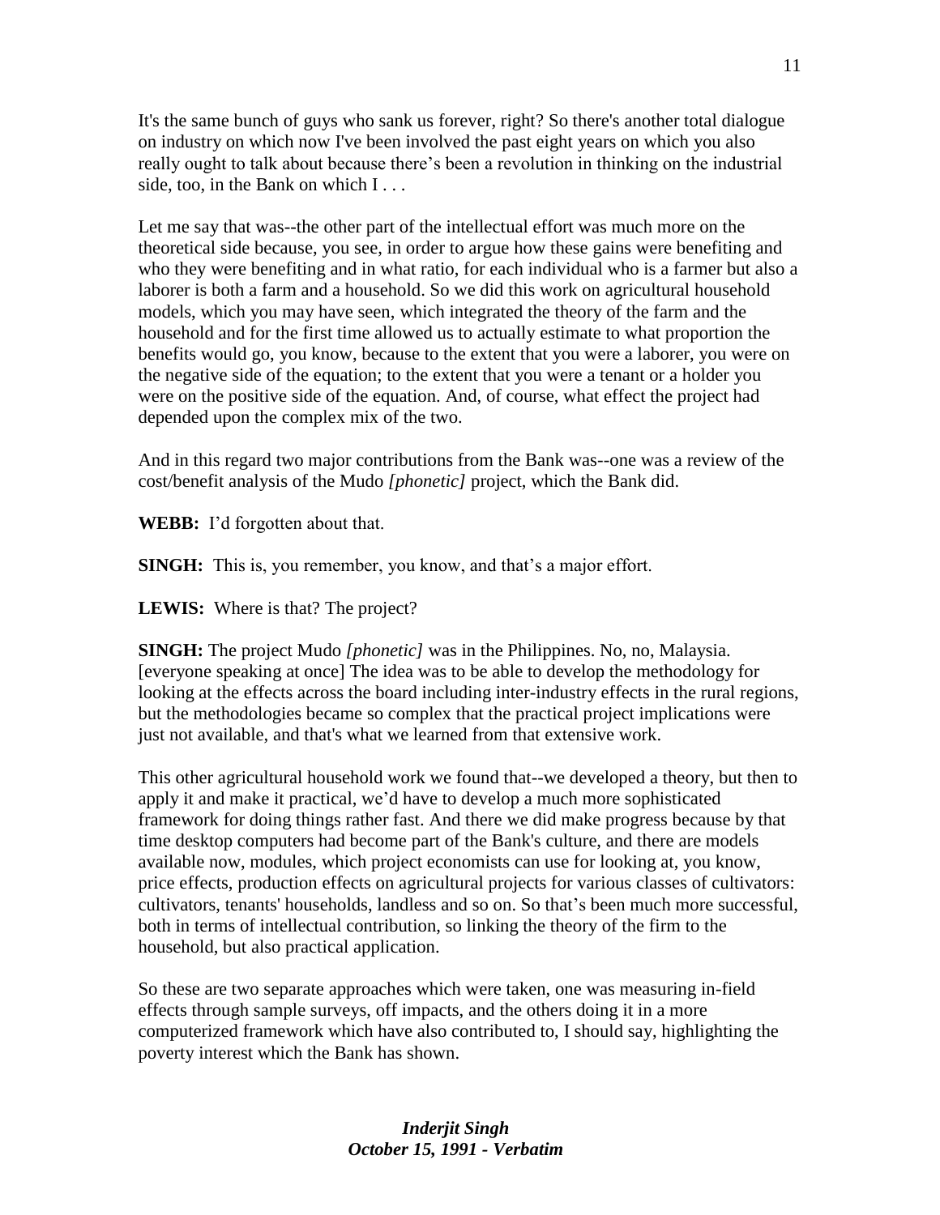It's the same bunch of guys who sank us forever, right? So there's another total dialogue on industry on which now I've been involved the past eight years on which you also really ought to talk about because there's been a revolution in thinking on the industrial side, too, in the Bank on which I . . .

Let me say that was--the other part of the intellectual effort was much more on the theoretical side because, you see, in order to argue how these gains were benefiting and who they were benefiting and in what ratio, for each individual who is a farmer but also a laborer is both a farm and a household. So we did this work on agricultural household models, which you may have seen, which integrated the theory of the farm and the household and for the first time allowed us to actually estimate to what proportion the benefits would go, you know, because to the extent that you were a laborer, you were on the negative side of the equation; to the extent that you were a tenant or a holder you were on the positive side of the equation. And, of course, what effect the project had depended upon the complex mix of the two.

And in this regard two major contributions from the Bank was--one was a review of the cost/benefit analysis of the Mudo *[phonetic]* project, which the Bank did.

**WEBB:** I'd forgotten about that.

**SINGH:** This is, you remember, you know, and that's a major effort.

**LEWIS:** Where is that? The project?

**SINGH:** The project Mudo *[phonetic]* was in the Philippines. No, no, Malaysia. [everyone speaking at once] The idea was to be able to develop the methodology for looking at the effects across the board including inter-industry effects in the rural regions, but the methodologies became so complex that the practical project implications were just not available, and that's what we learned from that extensive work.

This other agricultural household work we found that--we developed a theory, but then to apply it and make it practical, we'd have to develop a much more sophisticated framework for doing things rather fast. And there we did make progress because by that time desktop computers had become part of the Bank's culture, and there are models available now, modules, which project economists can use for looking at, you know, price effects, production effects on agricultural projects for various classes of cultivators: cultivators, tenants' households, landless and so on. So that's been much more successful, both in terms of intellectual contribution, so linking the theory of the firm to the household, but also practical application.

So these are two separate approaches which were taken, one was measuring in-field effects through sample surveys, off impacts, and the others doing it in a more computerized framework which have also contributed to, I should say, highlighting the poverty interest which the Bank has shown.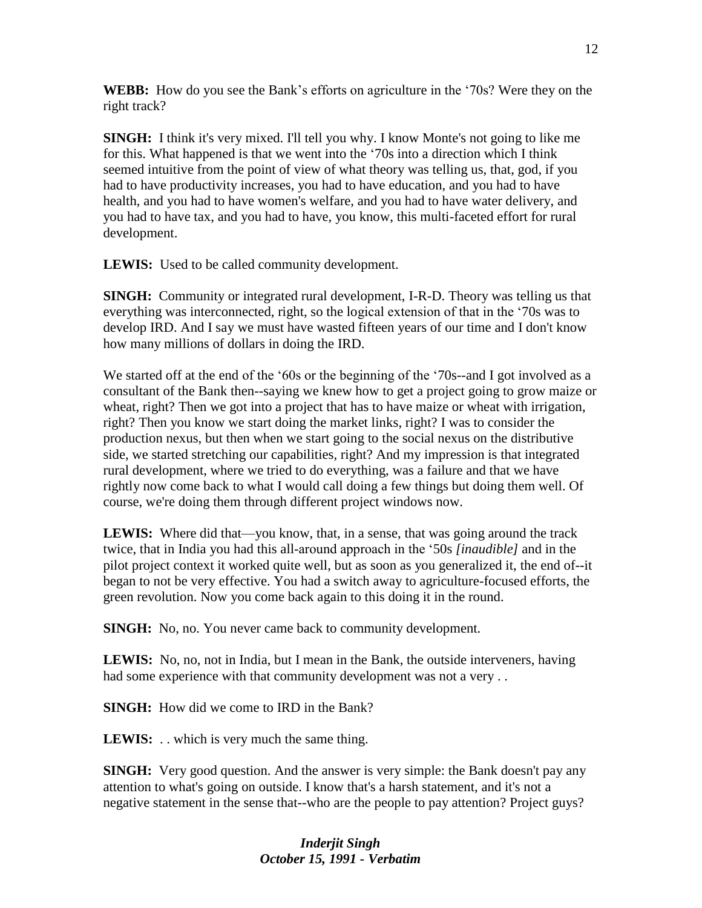**WEBB:** How do you see the Bank's efforts on agriculture in the '70s? Were they on the right track?

**SINGH:** I think it's very mixed. I'll tell you why. I know Monte's not going to like me for this. What happened is that we went into the '70s into a direction which I think seemed intuitive from the point of view of what theory was telling us, that, god, if you had to have productivity increases, you had to have education, and you had to have health, and you had to have women's welfare, and you had to have water delivery, and you had to have tax, and you had to have, you know, this multi-faceted effort for rural development.

**LEWIS:** Used to be called community development.

**SINGH:** Community or integrated rural development, I-R-D. Theory was telling us that everything was interconnected, right, so the logical extension of that in the '70s was to develop IRD. And I say we must have wasted fifteen years of our time and I don't know how many millions of dollars in doing the IRD.

We started off at the end of the '60s or the beginning of the '70s--and I got involved as a consultant of the Bank then--saying we knew how to get a project going to grow maize or wheat, right? Then we got into a project that has to have maize or wheat with irrigation, right? Then you know we start doing the market links, right? I was to consider the production nexus, but then when we start going to the social nexus on the distributive side, we started stretching our capabilities, right? And my impression is that integrated rural development, where we tried to do everything, was a failure and that we have rightly now come back to what I would call doing a few things but doing them well. Of course, we're doing them through different project windows now.

**LEWIS:** Where did that—you know, that, in a sense, that was going around the track twice, that in India you had this all-around approach in the '50s *[inaudible]* and in the pilot project context it worked quite well, but as soon as you generalized it, the end of--it began to not be very effective. You had a switch away to agriculture-focused efforts, the green revolution. Now you come back again to this doing it in the round.

**SINGH:** No, no. You never came back to community development.

**LEWIS:** No, no, not in India, but I mean in the Bank, the outside interveners, having had some experience with that community development was not a very . .

**SINGH:** How did we come to IRD in the Bank?

**LEWIS:** . . which is very much the same thing.

**SINGH:** Very good question. And the answer is very simple: the Bank doesn't pay any attention to what's going on outside. I know that's a harsh statement, and it's not a negative statement in the sense that--who are the people to pay attention? Project guys?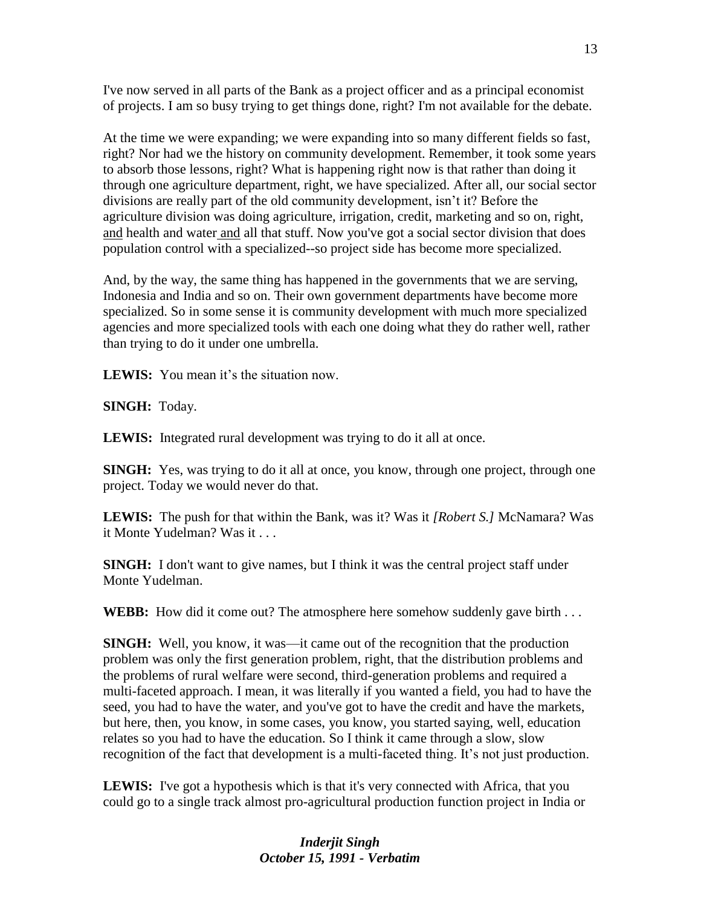I've now served in all parts of the Bank as a project officer and as a principal economist of projects. I am so busy trying to get things done, right? I'm not available for the debate.

At the time we were expanding; we were expanding into so many different fields so fast, right? Nor had we the history on community development. Remember, it took some years to absorb those lessons, right? What is happening right now is that rather than doing it through one agriculture department, right, we have specialized. After all, our social sector divisions are really part of the old community development, isn't it? Before the agriculture division was doing agriculture, irrigation, credit, marketing and so on, right, and health and water and all that stuff. Now you've got a social sector division that does population control with a specialized--so project side has become more specialized.

And, by the way, the same thing has happened in the governments that we are serving, Indonesia and India and so on. Their own government departments have become more specialized. So in some sense it is community development with much more specialized agencies and more specialized tools with each one doing what they do rather well, rather than trying to do it under one umbrella.

**LEWIS:** You mean it's the situation now.

**SINGH:** Today.

**LEWIS:** Integrated rural development was trying to do it all at once.

**SINGH:** Yes, was trying to do it all at once, you know, through one project, through one project. Today we would never do that.

**LEWIS:** The push for that within the Bank, was it? Was it *[Robert S.]* McNamara? Was it Monte Yudelman? Was it . . .

**SINGH:** I don't want to give names, but I think it was the central project staff under Monte Yudelman.

**WEBB:** How did it come out? The atmosphere here somehow suddenly gave birth . . .

**SINGH:** Well, you know, it was—it came out of the recognition that the production problem was only the first generation problem, right, that the distribution problems and the problems of rural welfare were second, third-generation problems and required a multi-faceted approach. I mean, it was literally if you wanted a field, you had to have the seed, you had to have the water, and you've got to have the credit and have the markets, but here, then, you know, in some cases, you know, you started saying, well, education relates so you had to have the education. So I think it came through a slow, slow recognition of the fact that development is a multi-faceted thing. It's not just production.

**LEWIS:** I've got a hypothesis which is that it's very connected with Africa, that you could go to a single track almost pro-agricultural production function project in India or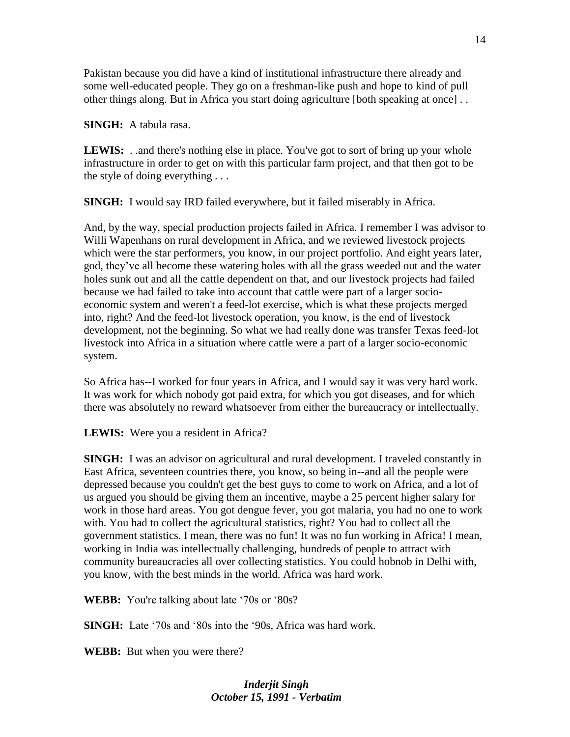Pakistan because you did have a kind of institutional infrastructure there already and some well-educated people. They go on a freshman-like push and hope to kind of pull other things along. But in Africa you start doing agriculture [both speaking at once] . .

**SINGH:** A tabula rasa.

**LEWIS:** . .and there's nothing else in place. You've got to sort of bring up your whole infrastructure in order to get on with this particular farm project, and that then got to be the style of doing everything . . .

**SINGH:** I would say IRD failed everywhere, but it failed miserably in Africa.

And, by the way, special production projects failed in Africa. I remember I was advisor to Willi Wapenhans on rural development in Africa, and we reviewed livestock projects which were the star performers, you know, in our project portfolio. And eight years later, god, they've all become these watering holes with all the grass weeded out and the water holes sunk out and all the cattle dependent on that, and our livestock projects had failed because we had failed to take into account that cattle were part of a larger socio-economic system and weren't a feed-lot exercise, which is what these projects merged into, right? And the feed-lot livestock operation, you know, is the end of livestock development, not the beginning. So what we had really done was transfer Texas feed-lot livestock into Africa in a situation where cattle were a part of a larger socio-economic system.

So Africa has--I worked for four years in Africa, and I would say it was very hard work. It was work for which nobody got paid extra, for which you got diseases, and for which there was absolutely no reward whatsoever from either the bureaucracy or intellectually.

**LEWIS:** Were you a resident in Africa?

**SINGH:** I was an advisor on agricultural and rural development. I traveled constantly in East Africa, seventeen countries there, you know, so being in--and all the people were depressed because you couldn't get the best guys to come to work on Africa, and a lot of us argued you should be giving them an incentive, maybe a 25 percent higher salary for work in those hard areas. You got dengue fever, you got malaria, you had no one to work with. You had to collect the agricultural statistics, right? You had to collect all the government statistics. I mean, there was no fun! It was no fun working in Africa! I mean, working in India was intellectually challenging, hundreds of people to attract with community bureaucracies all over collecting statistics. You could hobnob in Delhi with, you know, with the best minds in the world. Africa was hard work.

**WEBB:** You're talking about late '70s or '80s?

**SINGH:** Late '70s and '80s into the '90s, Africa was hard work.

**WEBB:** But when you were there?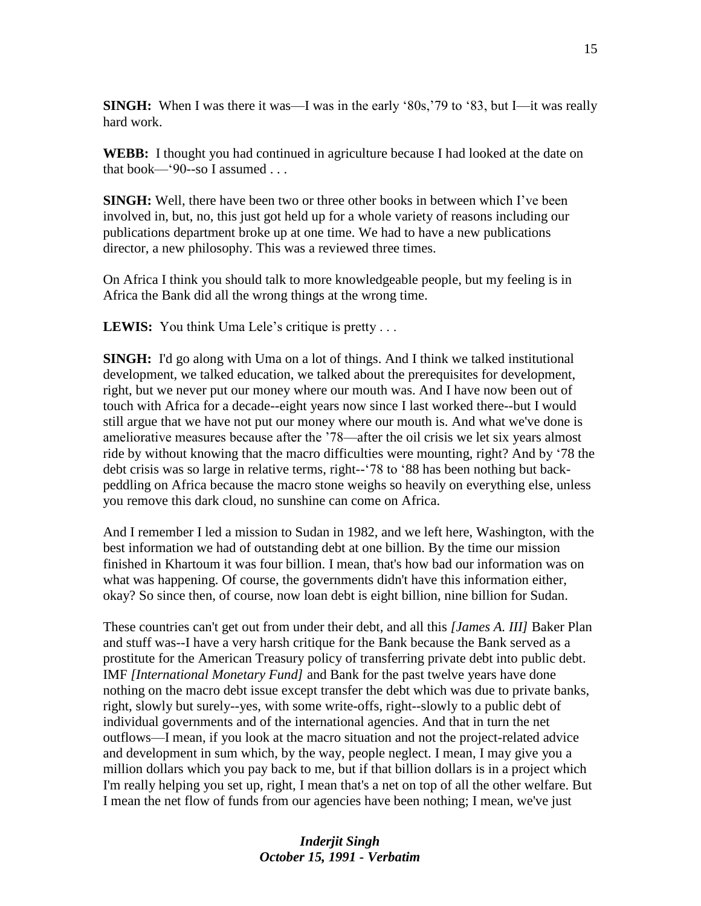**SINGH:** When I was there it was—I was in the early '80s,'79 to '83, but I—it was really hard work.

**WEBB:** I thought you had continued in agriculture because I had looked at the date on that book—'90--so I assumed . . .

**SINGH:** Well, there have been two or three other books in between which I've been involved in, but, no, this just got held up for a whole variety of reasons including our publications department broke up at one time. We had to have a new publications director, a new philosophy. This was a reviewed three times.

On Africa I think you should talk to more knowledgeable people, but my feeling is in Africa the Bank did all the wrong things at the wrong time.

**LEWIS:** You think Uma Lele's critique is pretty . . .

**SINGH:** I'd go along with Uma on a lot of things. And I think we talked institutional development, we talked education, we talked about the prerequisites for development, right, but we never put our money where our mouth was. And I have now been out of touch with Africa for a decade--eight years now since I last worked there--but I would still argue that we have not put our money where our mouth is. And what we've done is ameliorative measures because after the '78—after the oil crisis we let six years almost ride by without knowing that the macro difficulties were mounting, right? And by '78 the debt crisis was so large in relative terms, right--'78 to '88 has been nothing but back-peddling on Africa because the macro stone weighs so heavily on everything else, unless you remove this dark cloud, no sunshine can come on Africa.

And I remember I led a mission to Sudan in 1982, and we left here, Washington, with the best information we had of outstanding debt at one billion. By the time our mission finished in Khartoum it was four billion. I mean, that's how bad our information was on what was happening. Of course, the governments didn't have this information either, okay? So since then, of course, now loan debt is eight billion, nine billion for Sudan.

These countries can't get out from under their debt, and all this *[James A. III]* Baker Plan and stuff was--I have a very harsh critique for the Bank because the Bank served as a prostitute for the American Treasury policy of transferring private debt into public debt. IMF *[International Monetary Fund]* and Bank for the past twelve years have done nothing on the macro debt issue except transfer the debt which was due to private banks, right, slowly but surely--yes, with some write-offs, right--slowly to a public debt of individual governments and of the international agencies. And that in turn the net outflows—I mean, if you look at the macro situation and not the project-related advice and development in sum which, by the way, people neglect. I mean, I may give you a million dollars which you pay back to me, but if that billion dollars is in a project which I'm really helping you set up, right, I mean that's a net on top of all the other welfare. But I mean the net flow of funds from our agencies have been nothing; I mean, we've just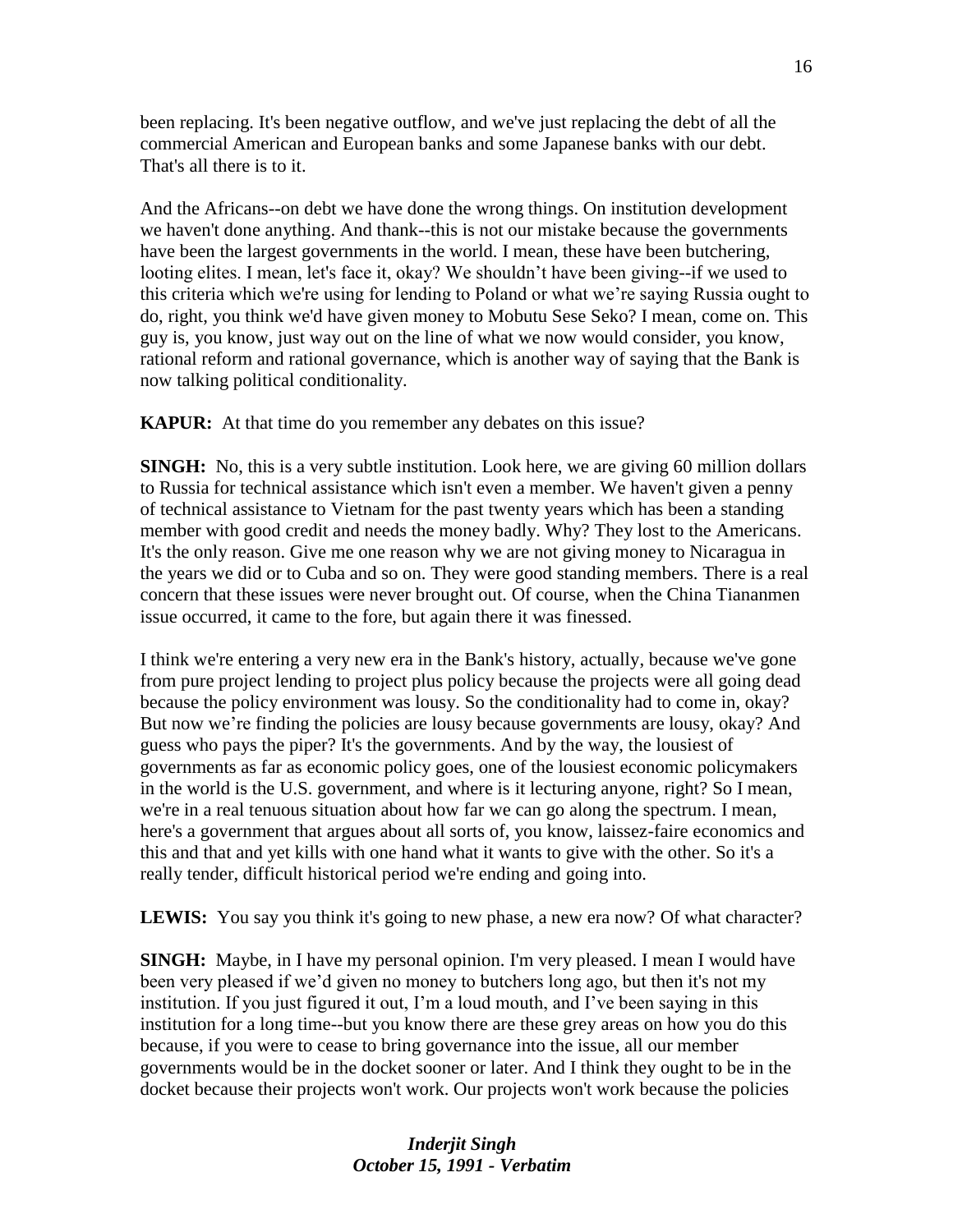been replacing. It's been negative outflow, and we've just replacing the debt of all the commercial American and European banks and some Japanese banks with our debt. That's all there is to it.

And the Africans--on debt we have done the wrong things. On institution development we haven't done anything. And thank--this is not our mistake because the governments have been the largest governments in the world. I mean, these have been butchering, looting elites. I mean, let's face it, okay? We shouldn't have been giving--if we used to this criteria which we're using for lending to Poland or what we're saying Russia ought to do, right, you think we'd have given money to Mobutu Sese Seko? I mean, come on. This guy is, you know, just way out on the line of what we now would consider, you know, rational reform and rational governance, which is another way of saying that the Bank is now talking political conditionality.

**KAPUR:** At that time do you remember any debates on this issue?

**SINGH:** No, this is a very subtle institution. Look here, we are giving 60 million dollars to Russia for technical assistance which isn't even a member. We haven't given a penny of technical assistance to Vietnam for the past twenty years which has been a standing member with good credit and needs the money badly. Why? They lost to the Americans. It's the only reason. Give me one reason why we are not giving money to Nicaragua in the years we did or to Cuba and so on. They were good standing members. There is a real concern that these issues were never brought out. Of course, when the China Tiananmen issue occurred, it came to the fore, but again there it was finessed.

I think we're entering a very new era in the Bank's history, actually, because we've gone from pure project lending to project plus policy because the projects were all going dead because the policy environment was lousy. So the conditionality had to come in, okay? But now we're finding the policies are lousy because governments are lousy, okay? And guess who pays the piper? It's the governments. And by the way, the lousiest of governments as far as economic policy goes, one of the lousiest economic policymakers in the world is the U.S. government, and where is it lecturing anyone, right? So I mean, we're in a real tenuous situation about how far we can go along the spectrum. I mean, here's a government that argues about all sorts of, you know, laissez-faire economics and this and that and yet kills with one hand what it wants to give with the other. So it's a really tender, difficult historical period we're ending and going into.

**LEWIS:** You say you think it's going to new phase, a new era now? Of what character?

**SINGH:** Maybe, in I have my personal opinion. I'm very pleased. I mean I would have been very pleased if we'd given no money to butchers long ago, but then it's not my institution. If you just figured it out, I'm a loud mouth, and I've been saying in this institution for a long time--but you know there are these grey areas on how you do this because, if you were to cease to bring governance into the issue, all our member governments would be in the docket sooner or later. And I think they ought to be in the docket because their projects won't work. Our projects won't work because the policies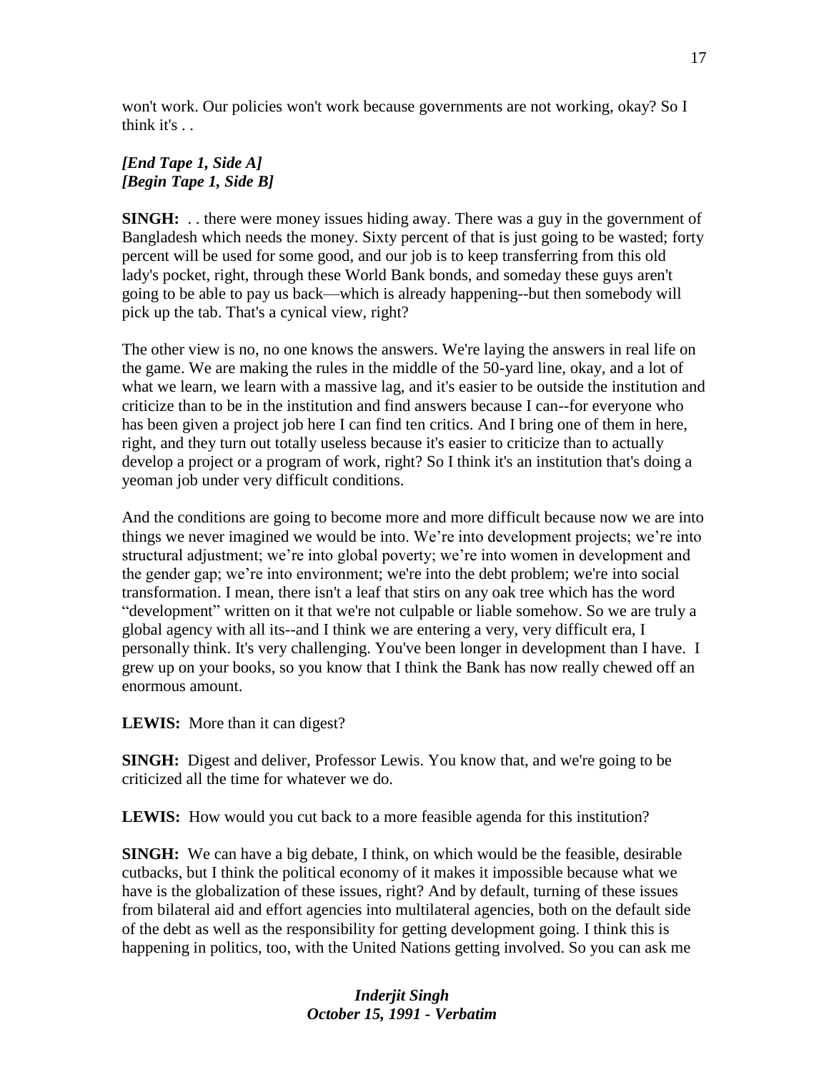won't work. Our policies won't work because governments are not working, okay? So I think it's . .

***[End Tape 1, Side A]***
***[Begin Tape 1, Side B]***

**SINGH:** . . there were money issues hiding away. There was a guy in the government of Bangladesh which needs the money. Sixty percent of that is just going to be wasted; forty percent will be used for some good, and our job is to keep transferring from this old lady's pocket, right, through these World Bank bonds, and someday these guys aren't going to be able to pay us back—which is already happening--but then somebody will pick up the tab. That's a cynical view, right?

The other view is no, no one knows the answers. We're laying the answers in real life on the game. We are making the rules in the middle of the 50-yard line, okay, and a lot of what we learn, we learn with a massive lag, and it's easier to be outside the institution and criticize than to be in the institution and find answers because I can--for everyone who has been given a project job here I can find ten critics. And I bring one of them in here, right, and they turn out totally useless because it's easier to criticize than to actually develop a project or a program of work, right? So I think it's an institution that's doing a yeoman job under very difficult conditions.

And the conditions are going to become more and more difficult because now we are into things we never imagined we would be into. We're into development projects; we're into structural adjustment; we're into global poverty; we're into women in development and the gender gap; we're into environment; we're into the debt problem; we're into social transformation. I mean, there isn't a leaf that stirs on any oak tree which has the word "development" written on it that we're not culpable or liable somehow. So we are truly a global agency with all its--and I think we are entering a very, very difficult era, I personally think. It's very challenging. You've been longer in development than I have. I grew up on your books, so you know that I think the Bank has now really chewed off an enormous amount.

**LEWIS:** More than it can digest?

**SINGH:** Digest and deliver, Professor Lewis. You know that, and we're going to be criticized all the time for whatever we do.

**LEWIS:** How would you cut back to a more feasible agenda for this institution?

**SINGH:** We can have a big debate, I think, on which would be the feasible, desirable cutbacks, but I think the political economy of it makes it impossible because what we have is the globalization of these issues, right? And by default, turning of these issues from bilateral aid and effort agencies into multilateral agencies, both on the default side of the debt as well as the responsibility for getting development going. I think this is happening in politics, too, with the United Nations getting involved. So you can ask me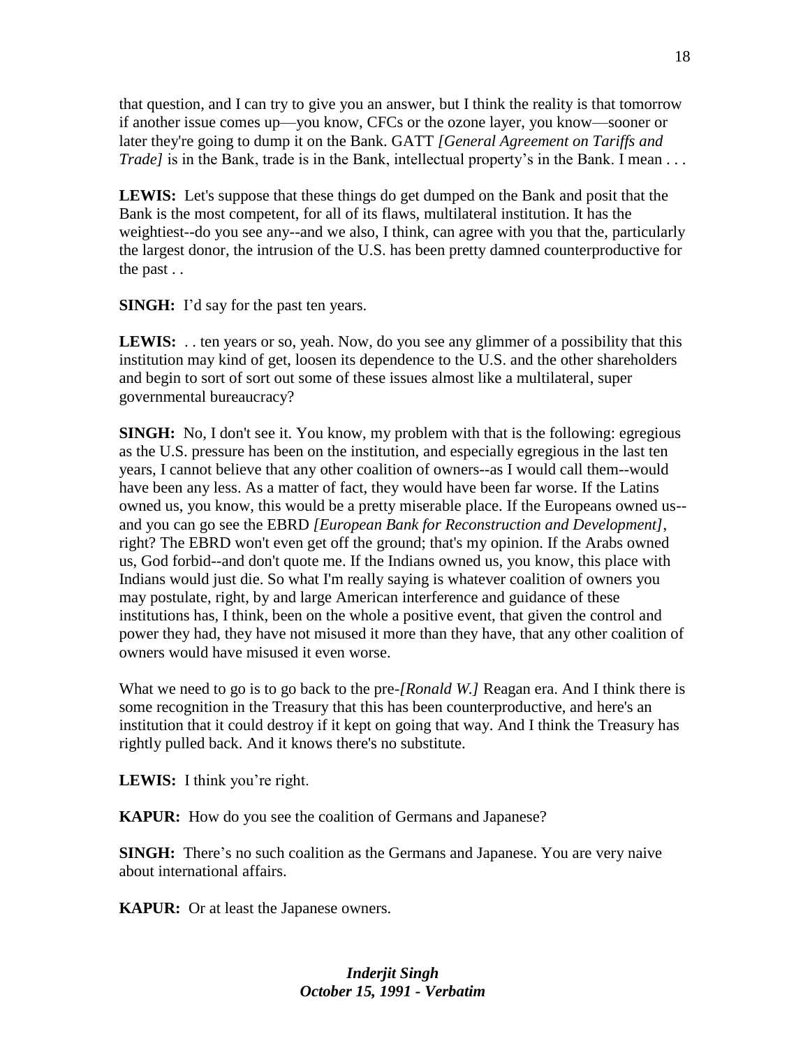that question, and I can try to give you an answer, but I think the reality is that tomorrow if another issue comes up—you know, CFCs or the ozone layer, you know—sooner or later they're going to dump it on the Bank. GATT *[General Agreement on Tariffs and Trade]* is in the Bank, trade is in the Bank, intellectual property's in the Bank. I mean . . .

**LEWIS:** Let's suppose that these things do get dumped on the Bank and posit that the Bank is the most competent, for all of its flaws, multilateral institution. It has the weightiest--do you see any--and we also, I think, can agree with you that the, particularly the largest donor, the intrusion of the U.S. has been pretty damned counterproductive for the past . .

**SINGH:** I'd say for the past ten years.

**LEWIS:** . . ten years or so, yeah. Now, do you see any glimmer of a possibility that this institution may kind of get, loosen its dependence to the U.S. and the other shareholders and begin to sort of sort out some of these issues almost like a multilateral, super governmental bureaucracy?

**SINGH:** No, I don't see it. You know, my problem with that is the following: egregious as the U.S. pressure has been on the institution, and especially egregious in the last ten years, I cannot believe that any other coalition of owners--as I would call them--would have been any less. As a matter of fact, they would have been far worse. If the Latins owned us, you know, this would be a pretty miserable place. If the Europeans owned us--and you can go see the EBRD *[European Bank for Reconstruction and Development]*, right? The EBRD won't even get off the ground; that's my opinion. If the Arabs owned us, God forbid--and don't quote me. If the Indians owned us, you know, this place with Indians would just die. So what I'm really saying is whatever coalition of owners you may postulate, right, by and large American interference and guidance of these institutions has, I think, been on the whole a positive event, that given the control and power they had, they have not misused it more than they have, that any other coalition of owners would have misused it even worse.

What we need to go is to go back to the pre-*[Ronald W.]* Reagan era. And I think there is some recognition in the Treasury that this has been counterproductive, and here's an institution that it could destroy if it kept on going that way. And I think the Treasury has rightly pulled back. And it knows there's no substitute.

**LEWIS:** I think you're right.

**KAPUR:** How do you see the coalition of Germans and Japanese?

**SINGH:** There's no such coalition as the Germans and Japanese. You are very naive about international affairs.

**KAPUR:** Or at least the Japanese owners.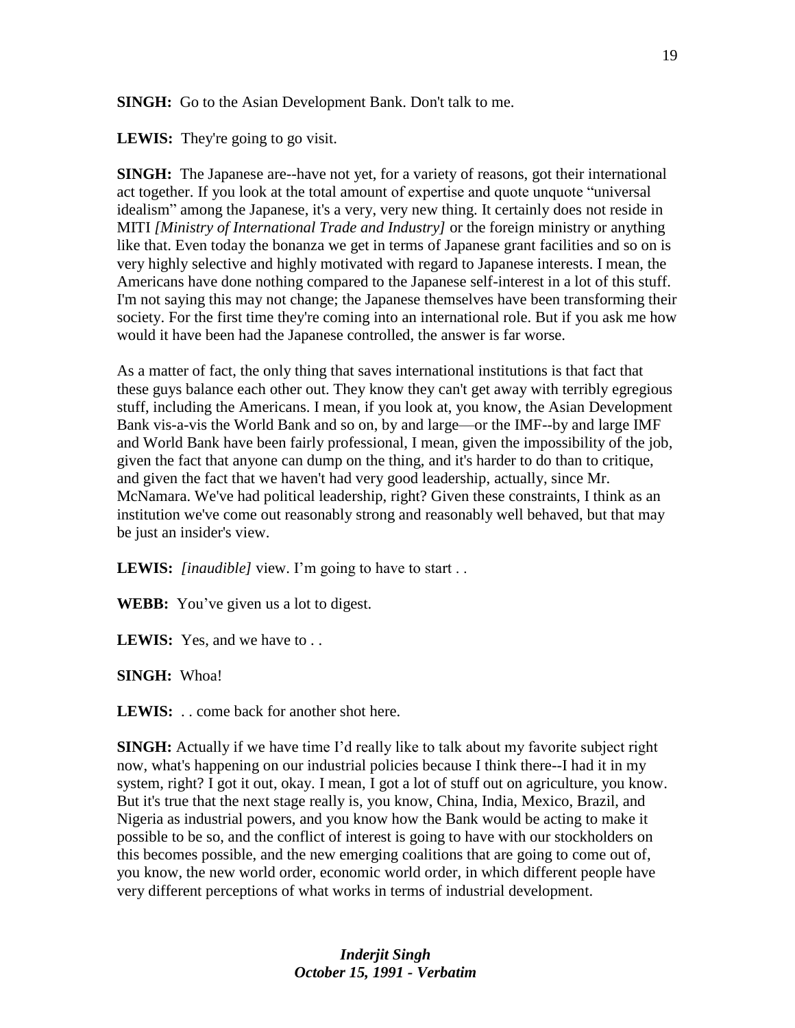**SINGH:** Go to the Asian Development Bank. Don't talk to me.

**LEWIS:** They're going to go visit.

**SINGH:** The Japanese are--have not yet, for a variety of reasons, got their international act together. If you look at the total amount of expertise and quote unquote "universal idealism" among the Japanese, it's a very, very new thing. It certainly does not reside in MITI *[Ministry of International Trade and Industry]* or the foreign ministry or anything like that. Even today the bonanza we get in terms of Japanese grant facilities and so on is very highly selective and highly motivated with regard to Japanese interests. I mean, the Americans have done nothing compared to the Japanese self-interest in a lot of this stuff. I'm not saying this may not change; the Japanese themselves have been transforming their society. For the first time they're coming into an international role. But if you ask me how would it have been had the Japanese controlled, the answer is far worse.

As a matter of fact, the only thing that saves international institutions is that fact that these guys balance each other out. They know they can't get away with terribly egregious stuff, including the Americans. I mean, if you look at, you know, the Asian Development Bank vis-a-vis the World Bank and so on, by and large—or the IMF--by and large IMF and World Bank have been fairly professional, I mean, given the impossibility of the job, given the fact that anyone can dump on the thing, and it's harder to do than to critique, and given the fact that we haven't had very good leadership, actually, since Mr. McNamara. We've had political leadership, right? Given these constraints, I think as an institution we've come out reasonably strong and reasonably well behaved, but that may be just an insider's view.

**LEWIS:** *[inaudible]* view. I'm going to have to start . .

**WEBB:** You've given us a lot to digest.

**LEWIS:** Yes, and we have to . .

**SINGH:** Whoa!

**LEWIS:** . . come back for another shot here.

**SINGH:** Actually if we have time I'd really like to talk about my favorite subject right now, what's happening on our industrial policies because I think there--I had it in my system, right? I got it out, okay. I mean, I got a lot of stuff out on agriculture, you know. But it's true that the next stage really is, you know, China, India, Mexico, Brazil, and Nigeria as industrial powers, and you know how the Bank would be acting to make it possible to be so, and the conflict of interest is going to have with our stockholders on this becomes possible, and the new emerging coalitions that are going to come out of, you know, the new world order, economic world order, in which different people have very different perceptions of what works in terms of industrial development.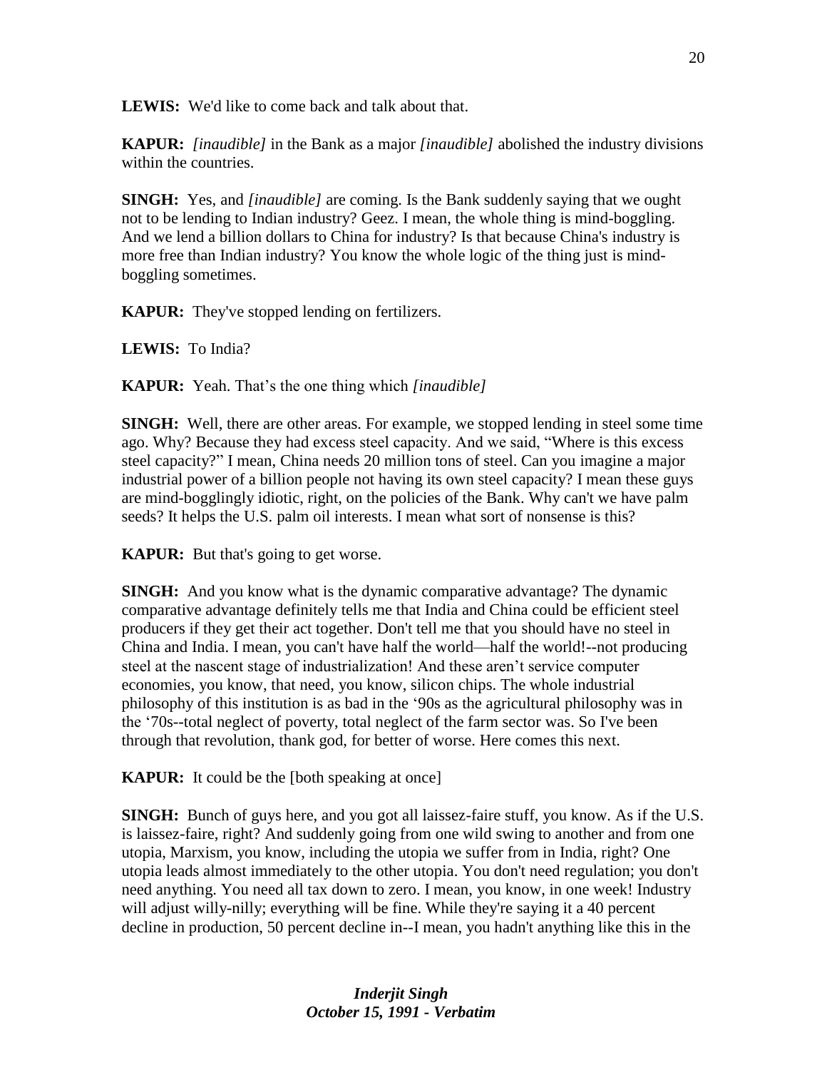**LEWIS:** We'd like to come back and talk about that.

**KAPUR:** *[inaudible]* in the Bank as a major *[inaudible]* abolished the industry divisions within the countries.

**SINGH:** Yes, and *[inaudible]* are coming. Is the Bank suddenly saying that we ought not to be lending to Indian industry? Geez. I mean, the whole thing is mind-boggling. And we lend a billion dollars to China for industry? Is that because China's industry is more free than Indian industry? You know the whole logic of the thing just is mind-boggling sometimes.

**KAPUR:** They've stopped lending on fertilizers.

**LEWIS:** To India?

**KAPUR:** Yeah. That's the one thing which *[inaudible]*

**SINGH:** Well, there are other areas. For example, we stopped lending in steel some time ago. Why? Because they had excess steel capacity. And we said, "Where is this excess steel capacity?" I mean, China needs 20 million tons of steel. Can you imagine a major industrial power of a billion people not having its own steel capacity? I mean these guys are mind-bogglingly idiotic, right, on the policies of the Bank. Why can't we have palm seeds? It helps the U.S. palm oil interests. I mean what sort of nonsense is this?

**KAPUR:** But that's going to get worse.

**SINGH:** And you know what is the dynamic comparative advantage? The dynamic comparative advantage definitely tells me that India and China could be efficient steel producers if they get their act together. Don't tell me that you should have no steel in China and India. I mean, you can't have half the world—half the world!--not producing steel at the nascent stage of industrialization! And these aren't service computer economies, you know, that need, you know, silicon chips. The whole industrial philosophy of this institution is as bad in the '90s as the agricultural philosophy was in the '70s--total neglect of poverty, total neglect of the farm sector was. So I've been through that revolution, thank god, for better of worse. Here comes this next.

**KAPUR:** It could be the [both speaking at once]

**SINGH:** Bunch of guys here, and you got all laissez-faire stuff, you know. As if the U.S. is laissez-faire, right? And suddenly going from one wild swing to another and from one utopia, Marxism, you know, including the utopia we suffer from in India, right? One utopia leads almost immediately to the other utopia. You don't need regulation; you don't need anything. You need all tax down to zero. I mean, you know, in one week! Industry will adjust willy-nilly; everything will be fine. While they're saying it a 40 percent decline in production, 50 percent decline in--I mean, you hadn't anything like this in the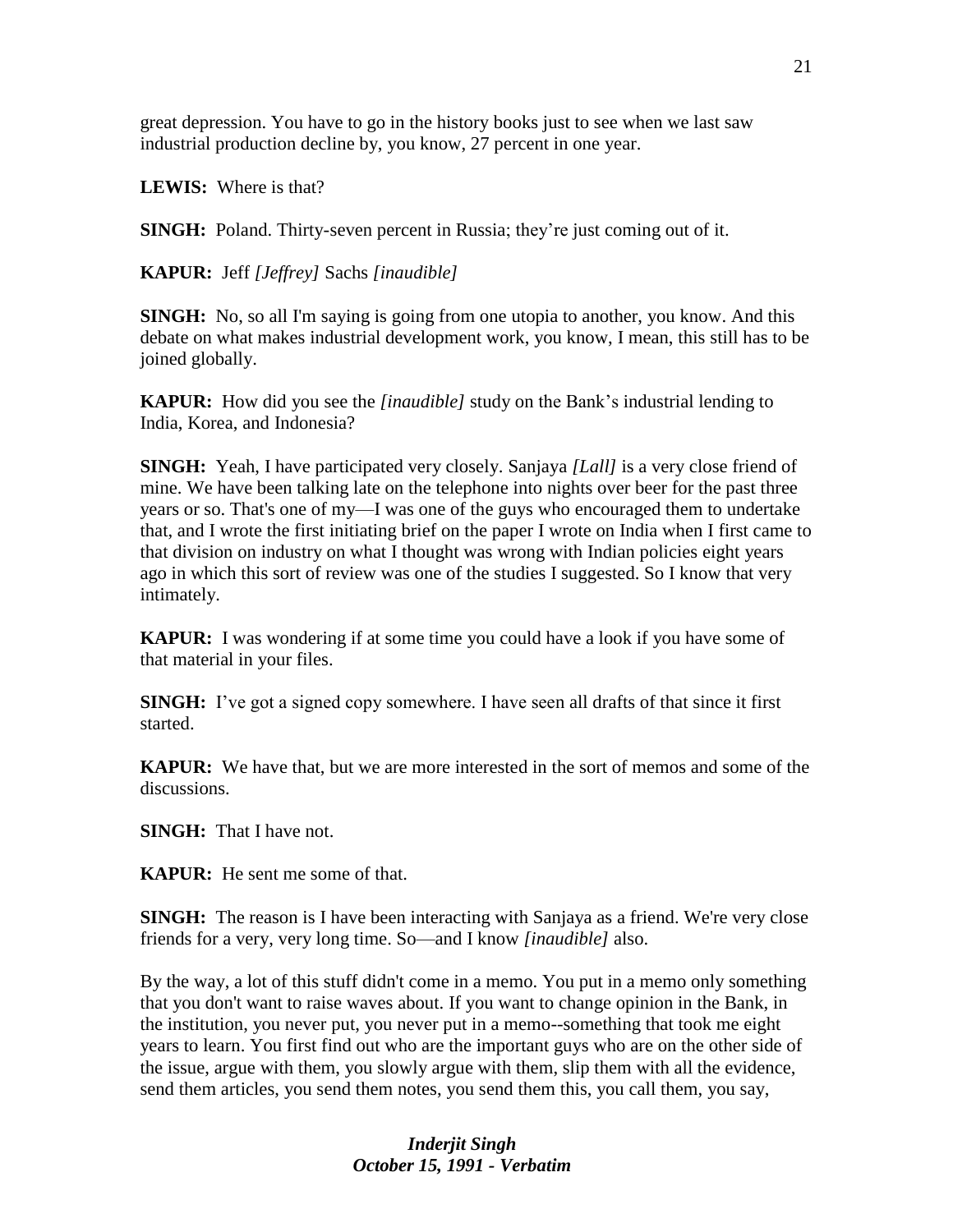great depression. You have to go in the history books just to see when we last saw industrial production decline by, you know, 27 percent in one year.

**LEWIS:** Where is that?

**SINGH:** Poland. Thirty-seven percent in Russia; they're just coming out of it.

**KAPUR:** Jeff *[Jeffrey]* Sachs *[inaudible]*

**SINGH:** No, so all I'm saying is going from one utopia to another, you know. And this debate on what makes industrial development work, you know, I mean, this still has to be joined globally.

**KAPUR:** How did you see the *[inaudible]* study on the Bank's industrial lending to India, Korea, and Indonesia?

**SINGH:** Yeah, I have participated very closely. Sanjaya *[Lall]* is a very close friend of mine. We have been talking late on the telephone into nights over beer for the past three years or so. That's one of my—I was one of the guys who encouraged them to undertake that, and I wrote the first initiating brief on the paper I wrote on India when I first came to that division on industry on what I thought was wrong with Indian policies eight years ago in which this sort of review was one of the studies I suggested. So I know that very intimately.

**KAPUR:** I was wondering if at some time you could have a look if you have some of that material in your files.

**SINGH:** I've got a signed copy somewhere. I have seen all drafts of that since it first started.

**KAPUR:** We have that, but we are more interested in the sort of memos and some of the discussions.

**SINGH:** That I have not.

**KAPUR:** He sent me some of that.

**SINGH:** The reason is I have been interacting with Sanjaya as a friend. We're very close friends for a very, very long time. So—and I know *[inaudible]* also.

By the way, a lot of this stuff didn't come in a memo. You put in a memo only something that you don't want to raise waves about. If you want to change opinion in the Bank, in the institution, you never put, you never put in a memo--something that took me eight years to learn. You first find out who are the important guys who are on the other side of the issue, argue with them, you slowly argue with them, slip them with all the evidence, send them articles, you send them notes, you send them this, you call them, you say,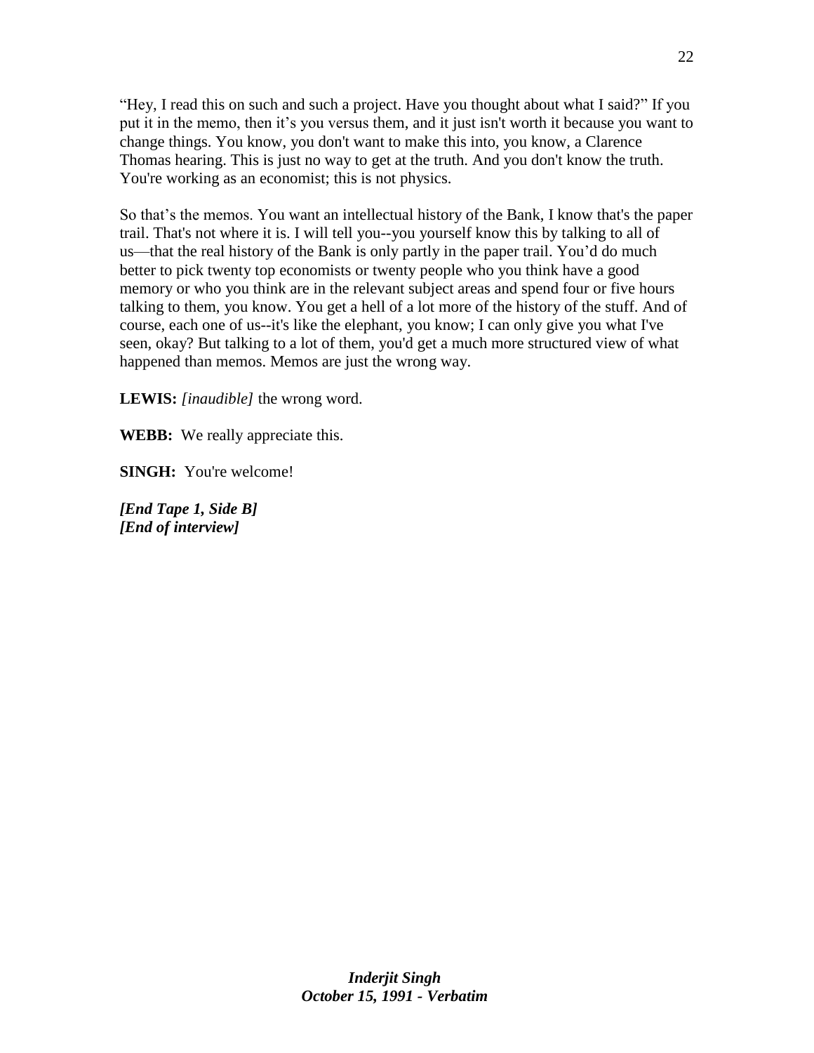"Hey, I read this on such and such a project. Have you thought about what I said?" If you put it in the memo, then it's you versus them, and it just isn't worth it because you want to change things. You know, you don't want to make this into, you know, a Clarence Thomas hearing. This is just no way to get at the truth. And you don't know the truth. You're working as an economist; this is not physics.

So that's the memos. You want an intellectual history of the Bank, I know that's the paper trail. That's not where it is. I will tell you--you yourself know this by talking to all of us—that the real history of the Bank is only partly in the paper trail. You'd do much better to pick twenty top economists or twenty people who you think have a good memory or who you think are in the relevant subject areas and spend four or five hours talking to them, you know. You get a hell of a lot more of the history of the stuff. And of course, each one of us--it's like the elephant, you know; I can only give you what I've seen, okay? But talking to a lot of them, you'd get a much more structured view of what happened than memos. Memos are just the wrong way.

**LEWIS:** *[inaudible]* the wrong word.

**WEBB:** We really appreciate this.

**SINGH:** You're welcome!

***[End Tape 1, Side B]***
***[End of interview]***